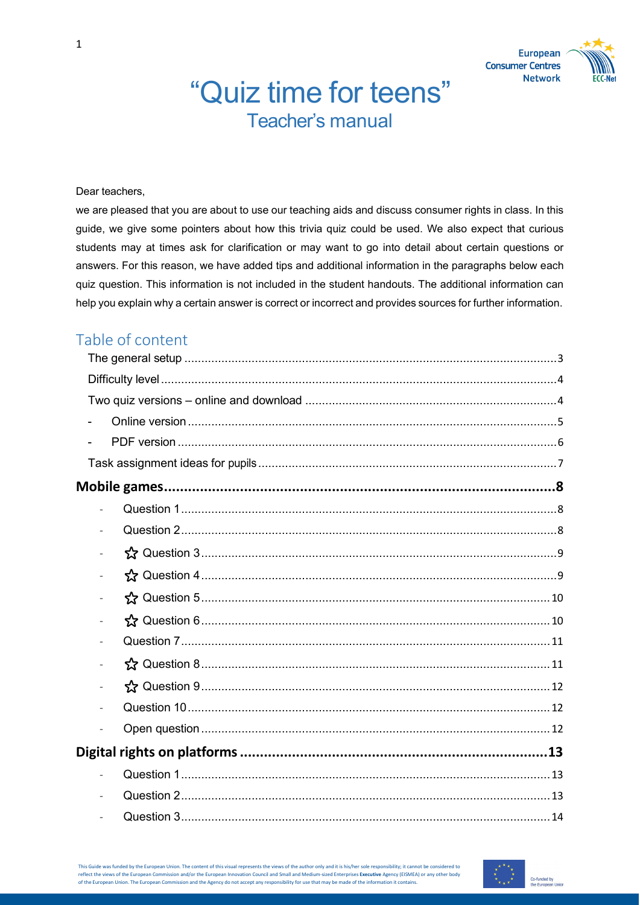# "Quiz time for teens"

## Teacher's manual

Dear teachers,

we are pleased that you are about to use our teaching aids and discuss consumer rights in class. In this guide, we give some pointers about how this trivia quiz could be used. We also expect that curious students may at times ask for clarification or may want to go into detail about certain questions or answers. For this reason, we have added tips and additional information in the paragraphs below each quiz question. This information is not included in the student handouts. The additional information can help you explain why a certain answer is correct or incorrect and provides sources for further information.

## Table of content

The general setup ..... 3
Difficulty level ..... 4
Two quiz versions – online and download ..... 4
- Online version ..... 5
- PDF version ..... 6

Task assignment ideas for pupils ..... 7

**Mobile games ..... 8**
- Question 1 ..... 8
- Question 2 ..... 8
- ☆ Question 3 ..... 9
- ☆ Question 4 ..... 9
- ☆ Question 5 ..... 10
- ☆ Question 6 ..... 10
- Question 7 ..... 11
- ☆ Question 8 ..... 11
- ☆ Question 9 ..... 12
- Question 10 ..... 12
- Open question ..... 12

**Digital rights on platforms ..... 13**
- Question 1 ..... 13
- Question 2 ..... 13
- Question 3 ..... 14

This Guide was funded by the European Union. The content of this visual represents the views of the author only and it is his/her sole responsibility; it cannot be considered to reflect the views of the European Commission and/or the European Innovation Council and Small and Medium-sized Enterprises **Executive** Agency (EISMEA) or any other body of the European Union. The European Commission and the Agency do not accept any responsibility for use that may be made of the information it contains.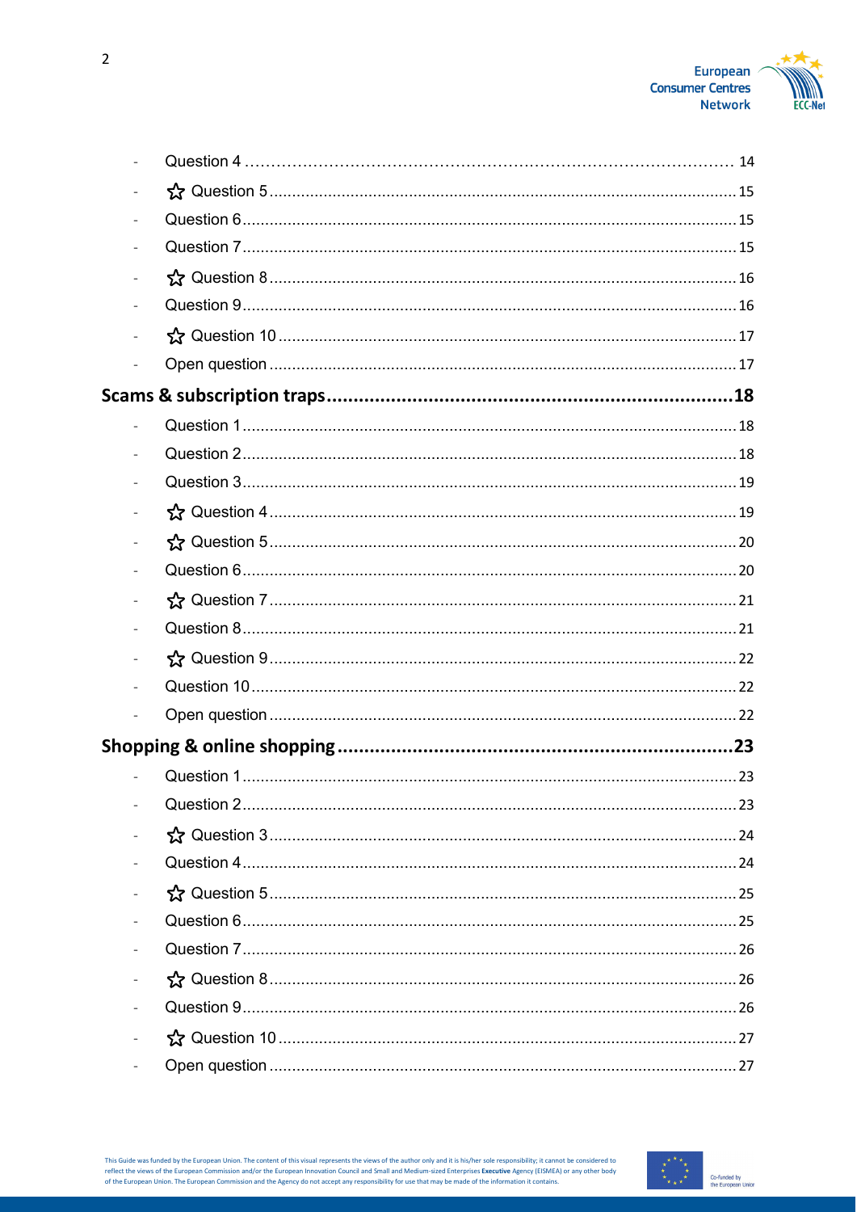- Question 4 ........................................................................................ 14
- ☆ Question 5 ........................................................................................ 15
- Question 6 ........................................................................................ 15
- Question 7 ........................................................................................ 15
- ☆ Question 8 ........................................................................................ 16
- Question 9 ........................................................................................ 16
- ☆ Question 10 ........................................................................................ 17
- Open question ........................................................................................ 17

**Scams & subscription traps ........................................................................................ 18**

- Question 1 ........................................................................................ 18
- Question 2 ........................................................................................ 18
- Question 3 ........................................................................................ 19
- ☆ Question 4 ........................................................................................ 19
- ☆ Question 5 ........................................................................................ 20
- Question 6 ........................................................................................ 20
- ☆ Question 7 ........................................................................................ 21
- Question 8 ........................................................................................ 21
- ☆ Question 9 ........................................................................................ 22
- Question 10 ........................................................................................ 22
- Open question ........................................................................................ 22

**Shopping & online shopping ........................................................................................ 23**

- Question 1 ........................................................................................ 23
- Question 2 ........................................................................................ 23
- ☆ Question 3 ........................................................................................ 24
- Question 4 ........................................................................................ 24
- ☆ Question 5 ........................................................................................ 25
- Question 6 ........................................................................................ 25
- Question 7 ........................................................................................ 26
- ☆ Question 8 ........................................................................................ 26
- Question 9 ........................................................................................ 26
- ☆ Question 10 ........................................................................................ 27
- Open question ........................................................................................ 27

This Guide was funded by the European Union. The content of this visual represents the views of the author only and it is his/her sole responsibility; it cannot be considered to reflect the views of the European Commission and/or the European Innovation Council and Small and Medium-sized Enterprises **Executive** Agency (EISMEA) or any other body of the European Union. The European Commission and the Agency do not accept any responsibility for use that may be made of the information it contains.

Co-funded by the European Union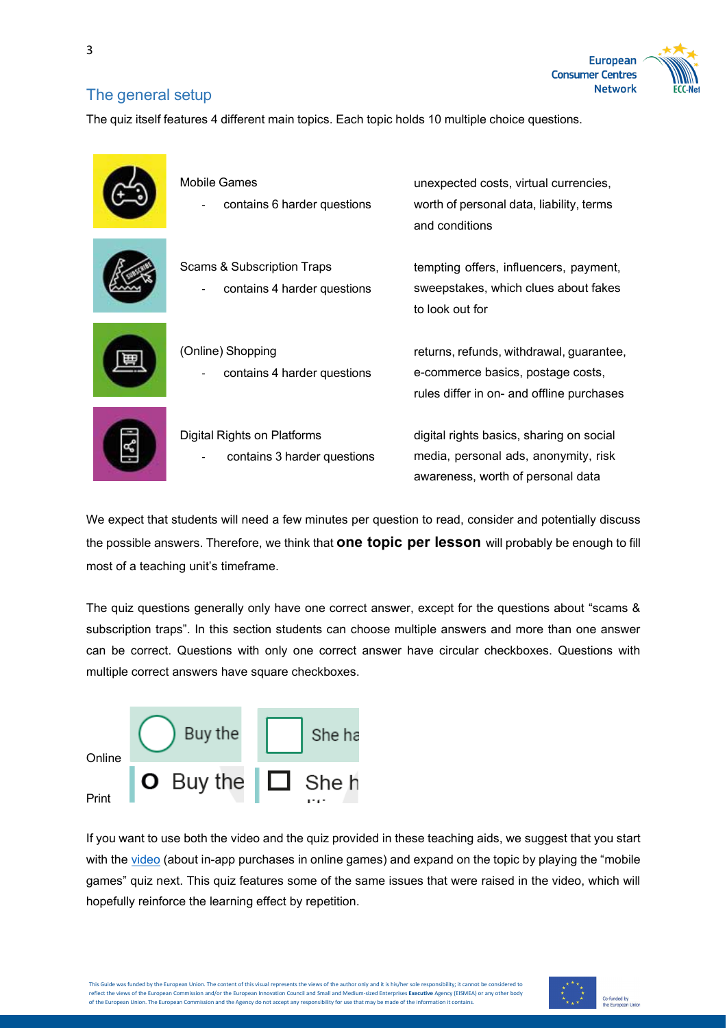## The general setup

The quiz itself features 4 different main topics. Each topic holds 10 multiple choice questions.

| Topic | Content |
|---|---|
| Mobile Games<br>- contains 6 harder questions | unexpected costs, virtual currencies, worth of personal data, liability, terms and conditions |
| Scams & Subscription Traps<br>- contains 4 harder questions | tempting offers, influencers, payment, sweepstakes, which clues about fakes to look out for |
| (Online) Shopping<br>- contains 4 harder questions | returns, refunds, withdrawal, guarantee, e-commerce basics, postage costs, rules differ in on- and offline purchases |
| Digital Rights on Platforms<br>- contains 3 harder questions | digital rights basics, sharing on social media, personal ads, anonymity, risk awareness, worth of personal data |

We expect that students will need a few minutes per question to read, consider and potentially discuss the possible answers. Therefore, we think that **one topic per lesson** will probably be enough to fill most of a teaching unit's timeframe.

The quiz questions generally only have one correct answer, except for the questions about "scams & subscription traps". In this section students can choose multiple answers and more than one answer can be correct. Questions with only one correct answer have circular checkboxes. Questions with multiple correct answers have square checkboxes.

Online

Print

If you want to use both the video and the quiz provided in these teaching aids, we suggest that you start with the video (about in-app purchases in online games) and expand on the topic by playing the "mobile games" quiz next. This quiz features some of the same issues that were raised in the video, which will hopefully reinforce the learning effect by repetition.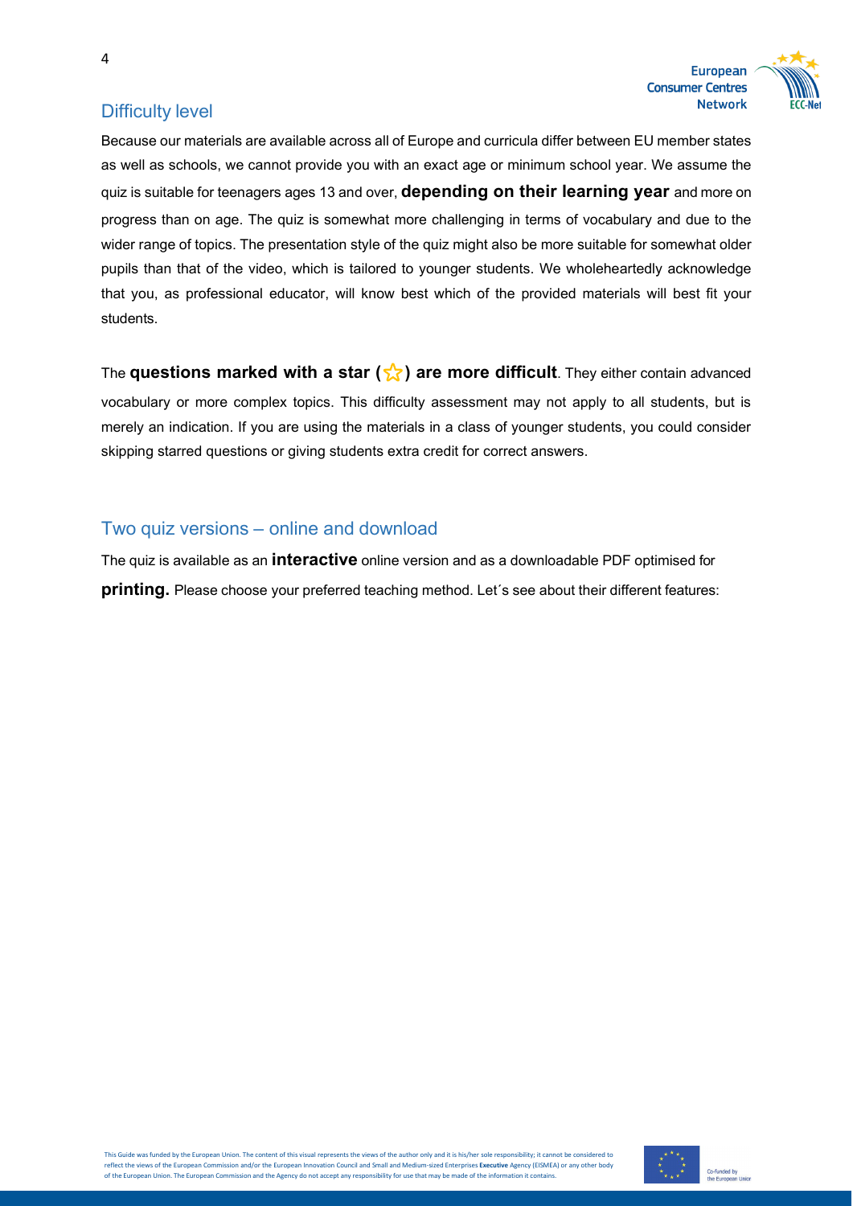## Difficulty level

Because our materials are available across all of Europe and curricula differ between EU member states as well as schools, we cannot provide you with an exact age or minimum school year. We assume the quiz is suitable for teenagers ages 13 and over, **depending on their learning year** and more on progress than on age. The quiz is somewhat more challenging in terms of vocabulary and due to the wider range of topics. The presentation style of the quiz might also be more suitable for somewhat older pupils than that of the video, which is tailored to younger students. We wholeheartedly acknowledge that you, as professional educator, will know best which of the provided materials will best fit your students.

The **questions marked with a star (☆) are more difficult**. They either contain advanced vocabulary or more complex topics. This difficulty assessment may not apply to all students, but is merely an indication. If you are using the materials in a class of younger students, you could consider skipping starred questions or giving students extra credit for correct answers.

## Two quiz versions – online and download

The quiz is available as an **interactive** online version and as a downloadable PDF optimised for **printing.** Please choose your preferred teaching method. Let´s see about their different features: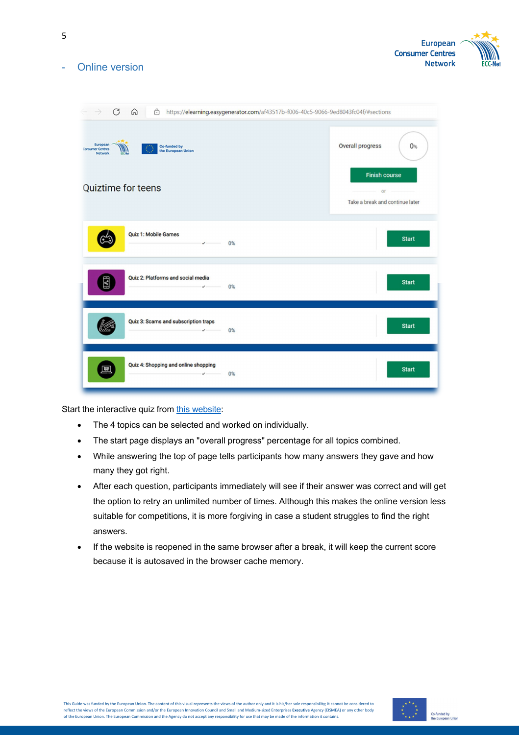- Online version

Start the interactive quiz from [this website](#):

- The 4 topics can be selected and worked on individually.
- The start page displays an "overall progress" percentage for all topics combined.
- While answering the top of page tells participants how many answers they gave and how many they got right.
- After each question, participants immediately will see if their answer was correct and will get the option to retry an unlimited number of times. Although this makes the online version less suitable for competitions, it is more forgiving in case a student struggles to find the right answers.
- If the website is reopened in the same browser after a break, it will keep the current score because it is autosaved in the browser cache memory.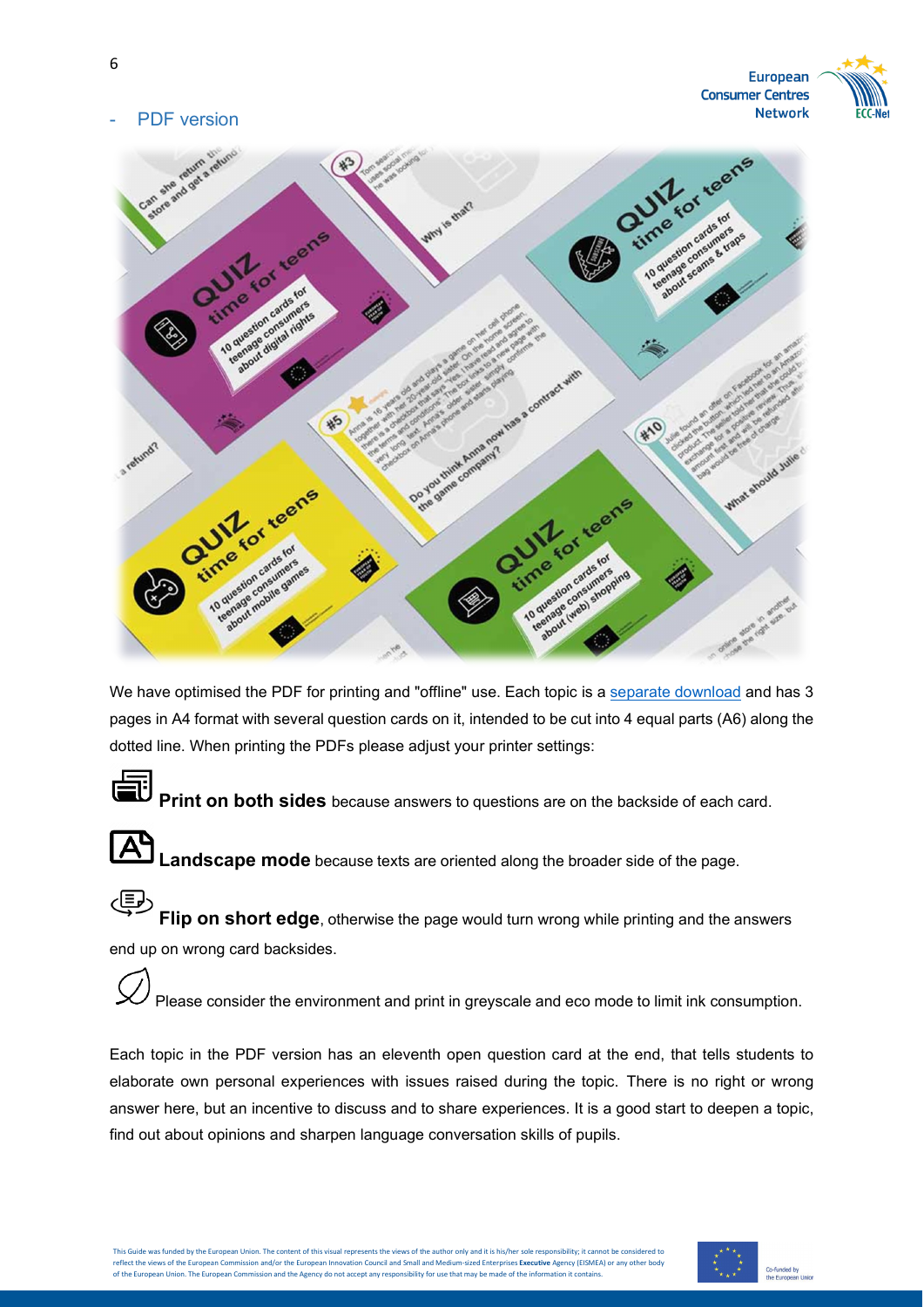- PDF version

We have optimised the PDF for printing and "offline" use. Each topic is a [separate download](separate download) and has 3 pages in A4 format with several question cards on it, intended to be cut into 4 equal parts (A6) along the dotted line. When printing the PDFs please adjust your printer settings:

**Print on both sides** because answers to questions are on the backside of each card.

**Landscape mode** because texts are oriented along the broader side of the page.

**Flip on short edge**, otherwise the page would turn wrong while printing and the answers end up on wrong card backsides.

Please consider the environment and print in greyscale and eco mode to limit ink consumption.

Each topic in the PDF version has an eleventh open question card at the end, that tells students to elaborate own personal experiences with issues raised during the topic. There is no right or wrong answer here, but an incentive to discuss and to share experiences. It is a good start to deepen a topic, find out about opinions and sharpen language conversation skills of pupils.

This Guide was funded by the European Union. The content of this visual represents the views of the author only and it is his/her sole responsibility; it cannot be considered to reflect the views of the European Commission and/or the European Innovation Council and Small and Medium-sized Enterprises **Executive** Agency (EISMEA) or any other body of the European Union. The European Commission and the Agency do not accept any responsibility for use that may be made of the information it contains.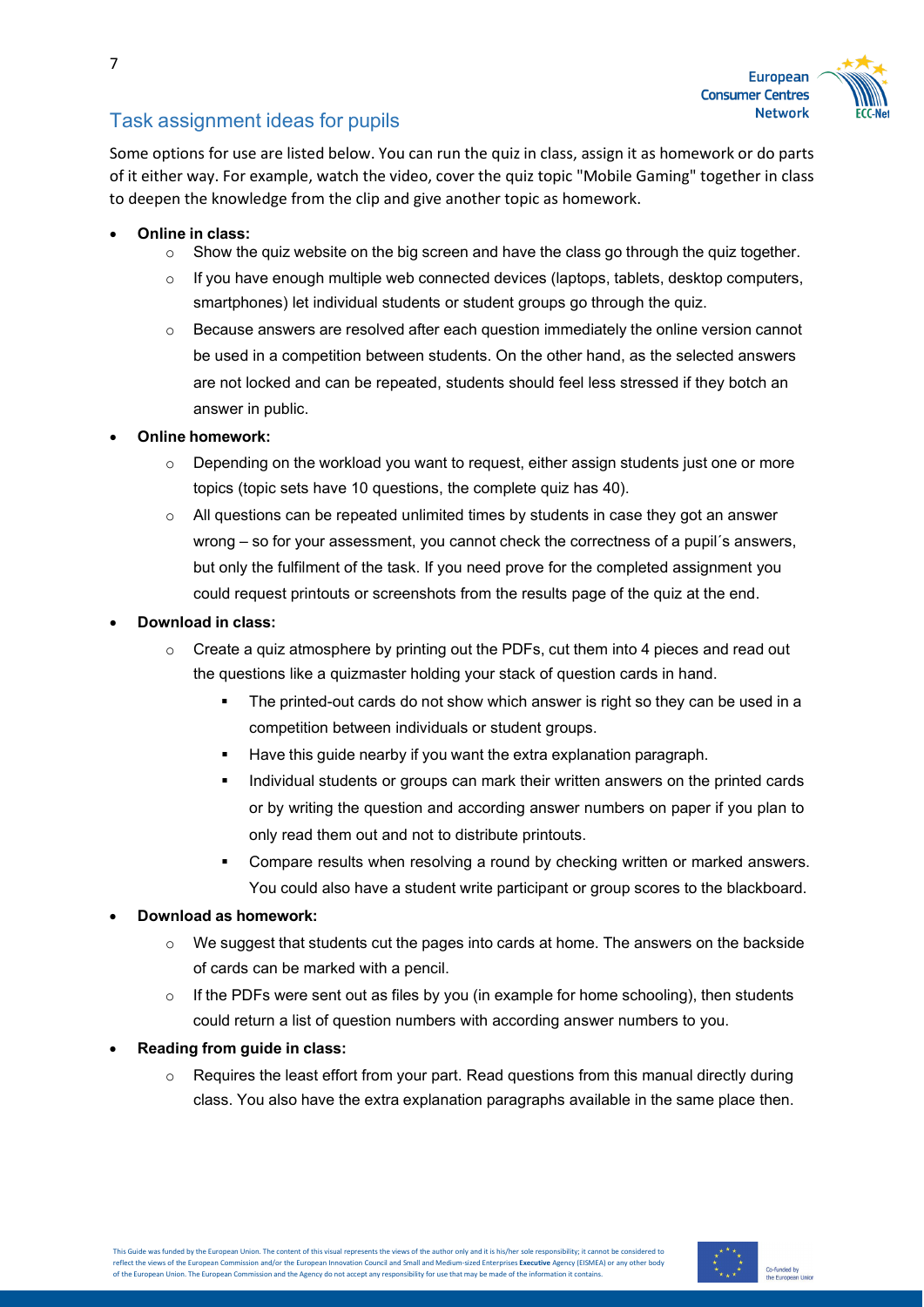## Task assignment ideas for pupils

Some options for use are listed below. You can run the quiz in class, assign it as homework or do parts of it either way. For example, watch the video, cover the quiz topic "Mobile Gaming" together in class to deepen the knowledge from the clip and give another topic as homework.

- **Online in class:**
  - Show the quiz website on the big screen and have the class go through the quiz together.
  - If you have enough multiple web connected devices (laptops, tablets, desktop computers, smartphones) let individual students or student groups go through the quiz.
  - Because answers are resolved after each question immediately the online version cannot be used in a competition between students. On the other hand, as the selected answers are not locked and can be repeated, students should feel less stressed if they botch an answer in public.
- **Online homework:**
  - Depending on the workload you want to request, either assign students just one or more topics (topic sets have 10 questions, the complete quiz has 40).
  - All questions can be repeated unlimited times by students in case they got an answer wrong – so for your assessment, you cannot check the correctness of a pupil´s answers, but only the fulfilment of the task. If you need prove for the completed assignment you could request printouts or screenshots from the results page of the quiz at the end.
- **Download in class:**
  - Create a quiz atmosphere by printing out the PDFs, cut them into 4 pieces and read out the questions like a quizmaster holding your stack of question cards in hand.
    - The printed-out cards do not show which answer is right so they can be used in a competition between individuals or student groups.
    - Have this guide nearby if you want the extra explanation paragraph.
    - Individual students or groups can mark their written answers on the printed cards or by writing the question and according answer numbers on paper if you plan to only read them out and not to distribute printouts.
    - Compare results when resolving a round by checking written or marked answers. You could also have a student write participant or group scores to the blackboard.
- **Download as homework:**
  - We suggest that students cut the pages into cards at home. The answers on the backside of cards can be marked with a pencil.
  - If the PDFs were sent out as files by you (in example for home schooling), then students could return a list of question numbers with according answer numbers to you.
- **Reading from guide in class:**
  - Requires the least effort from your part. Read questions from this manual directly during class. You also have the extra explanation paragraphs available in the same place then.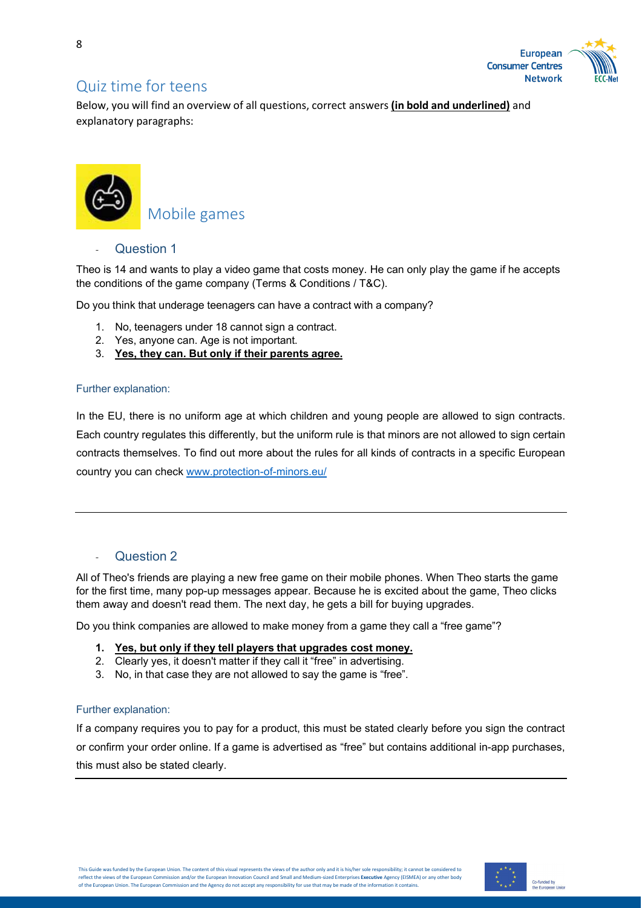## Quiz time for teens

Below, you will find an overview of all questions, correct answers **<u>(in bold and underlined)</u>** and explanatory paragraphs:

### Mobile games

- #### Question 1

Theo is 14 and wants to play a video game that costs money. He can only play the game if he accepts the conditions of the game company (Terms & Conditions / T&C).

Do you think that underage teenagers can have a contract with a company?

1. No, teenagers under 18 cannot sign a contract.
2. Yes, anyone can. Age is not important.
3. **<u>Yes, they can. But only if their parents agree.</u>**

Further explanation:

In the EU, there is no uniform age at which children and young people are allowed to sign contracts. Each country regulates this differently, but the uniform rule is that minors are not allowed to sign certain contracts themselves. To find out more about the rules for all kinds of contracts in a specific European country you can check [www.protection-of-minors.eu/](www.protection-of-minors.eu/)

---

- #### Question 2

All of Theo's friends are playing a new free game on their mobile phones. When Theo starts the game for the first time, many pop-up messages appear. Because he is excited about the game, Theo clicks them away and doesn't read them. The next day, he gets a bill for buying upgrades.

Do you think companies are allowed to make money from a game they call a "free game"?

1. **<u>Yes, but only if they tell players that upgrades cost money.</u>**
2. Clearly yes, it doesn't matter if they call it "free" in advertising.
3. No, in that case they are not allowed to say the game is "free".

Further explanation:

If a company requires you to pay for a product, this must be stated clearly before you sign the contract or confirm your order online. If a game is advertised as "free" but contains additional in-app purchases, this must also be stated clearly.

---

This Guide was funded by the European Union. The content of this visual represents the views of the author only and it is his/her sole responsibility; it cannot be considered to reflect the views of the European Commission and/or the European Innovation Council and Small and Medium-sized Enterprises **Executive** Agency (EISMEA) or any other body of the European Union. The European Commission and the Agency do not accept any responsibility for use that may be made of the information it contains.

Co-funded by the European Union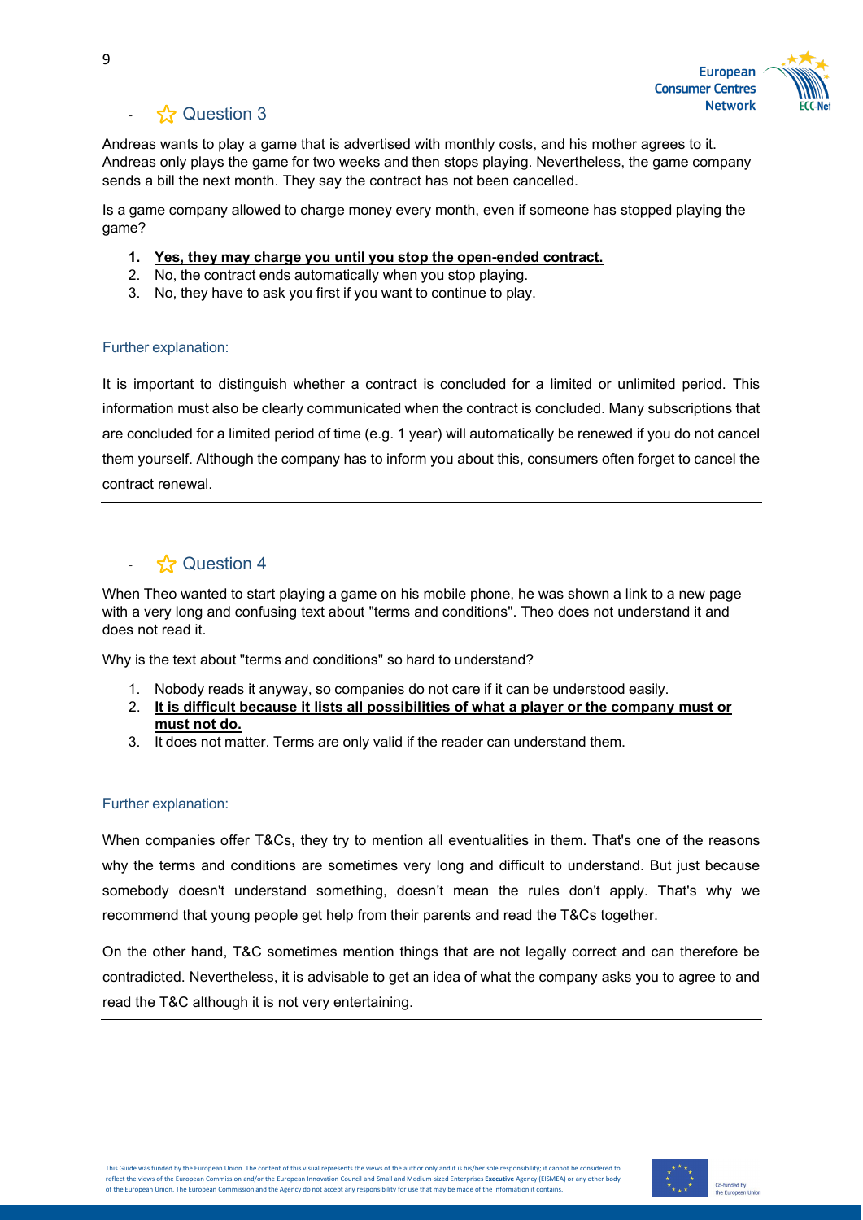## ☆ Question 3

Andreas wants to play a game that is advertised with monthly costs, and his mother agrees to it. Andreas only plays the game for two weeks and then stops playing. Nevertheless, the game company sends a bill the next month. They say the contract has not been cancelled.

Is a game company allowed to charge money every month, even if someone has stopped playing the game?

1. **Yes, they may charge you until you stop the open-ended contract.**
2. No, the contract ends automatically when you stop playing.
3. No, they have to ask you first if you want to continue to play.

### Further explanation:

It is important to distinguish whether a contract is concluded for a limited or unlimited period. This information must also be clearly communicated when the contract is concluded. Many subscriptions that are concluded for a limited period of time (e.g. 1 year) will automatically be renewed if you do not cancel them yourself. Although the company has to inform you about this, consumers often forget to cancel the contract renewal.

---

## ☆ Question 4

When Theo wanted to start playing a game on his mobile phone, he was shown a link to a new page with a very long and confusing text about "terms and conditions". Theo does not understand it and does not read it.

Why is the text about "terms and conditions" so hard to understand?

1. Nobody reads it anyway, so companies do not care if it can be understood easily.
2. **It is difficult because it lists all possibilities of what a player or the company must or must not do.**
3. It does not matter. Terms are only valid if the reader can understand them.

### Further explanation:

When companies offer T&Cs, they try to mention all eventualities in them. That's one of the reasons why the terms and conditions are sometimes very long and difficult to understand. But just because somebody doesn't understand something, doesn't mean the rules don't apply. That's why we recommend that young people get help from their parents and read the T&Cs together.

On the other hand, T&C sometimes mention things that are not legally correct and can therefore be contradicted. Nevertheless, it is advisable to get an idea of what the company asks you to agree to and read the T&C although it is not very entertaining.

---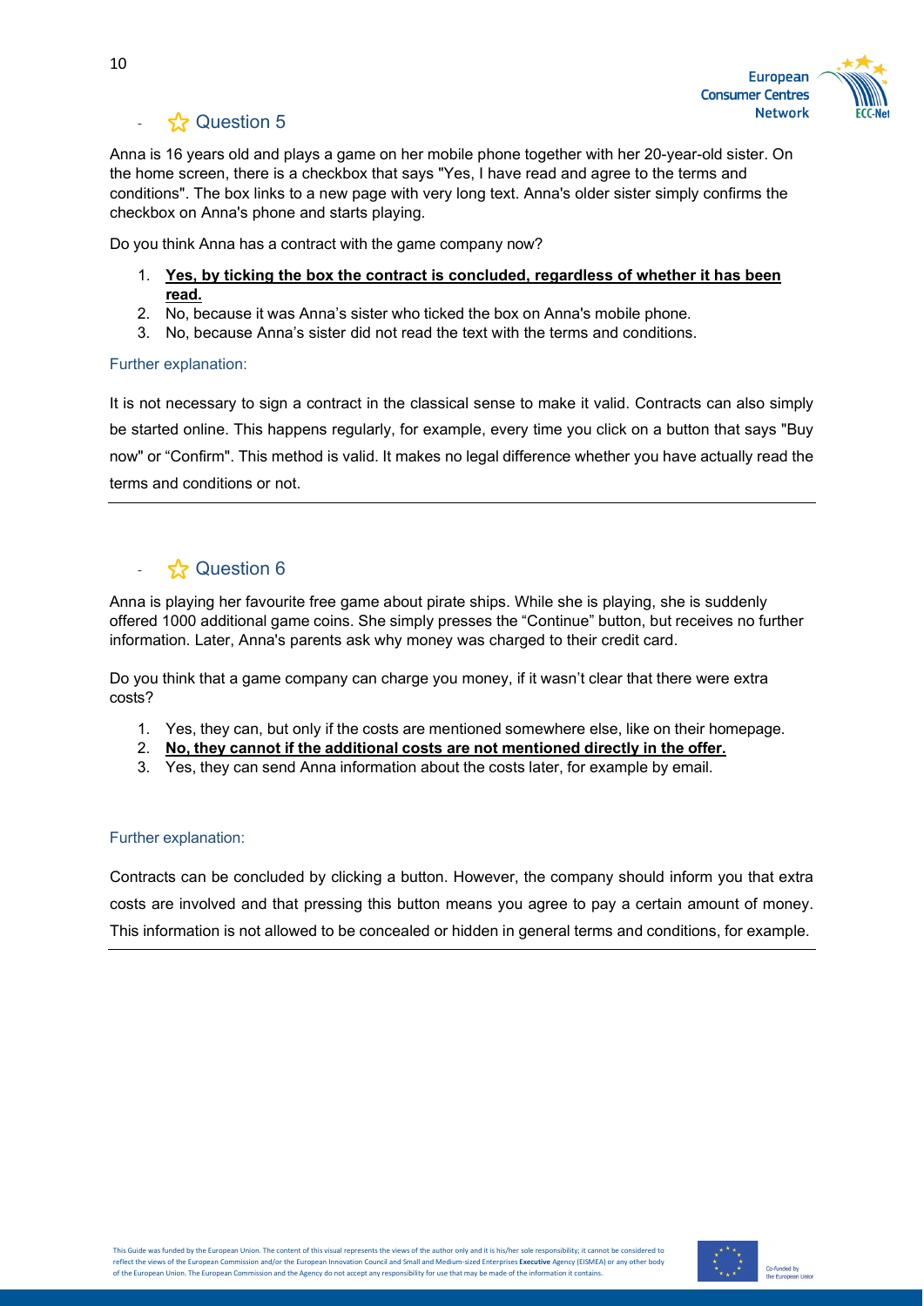## ☆ Question 5

Anna is 16 years old and plays a game on her mobile phone together with her 20-year-old sister. On the home screen, there is a checkbox that says "Yes, I have read and agree to the terms and conditions". The box links to a new page with very long text. Anna's older sister simply confirms the checkbox on Anna's phone and starts playing.

Do you think Anna has a contract with the game company now?

1. **Yes, by ticking the box the contract is concluded, regardless of whether it has been read.**
2. No, because it was Anna's sister who ticked the box on Anna's mobile phone.
3. No, because Anna's sister did not read the text with the terms and conditions.

Further explanation:

It is not necessary to sign a contract in the classical sense to make it valid. Contracts can also simply be started online. This happens regularly, for example, every time you click on a button that says "Buy now" or "Confirm". This method is valid. It makes no legal difference whether you have actually read the terms and conditions or not.

---

## ☆ Question 6

Anna is playing her favourite free game about pirate ships. While she is playing, she is suddenly offered 1000 additional game coins. She simply presses the "Continue" button, but receives no further information. Later, Anna's parents ask why money was charged to their credit card.

Do you think that a game company can charge you money, if it wasn't clear that there were extra costs?

1. Yes, they can, but only if the costs are mentioned somewhere else, like on their homepage.
2. **No, they cannot if the additional costs are not mentioned directly in the offer.**
3. Yes, they can send Anna information about the costs later, for example by email.

Further explanation:

Contracts can be concluded by clicking a button. However, the company should inform you that extra costs are involved and that pressing this button means you agree to pay a certain amount of money. This information is not allowed to be concealed or hidden in general terms and conditions, for example.

---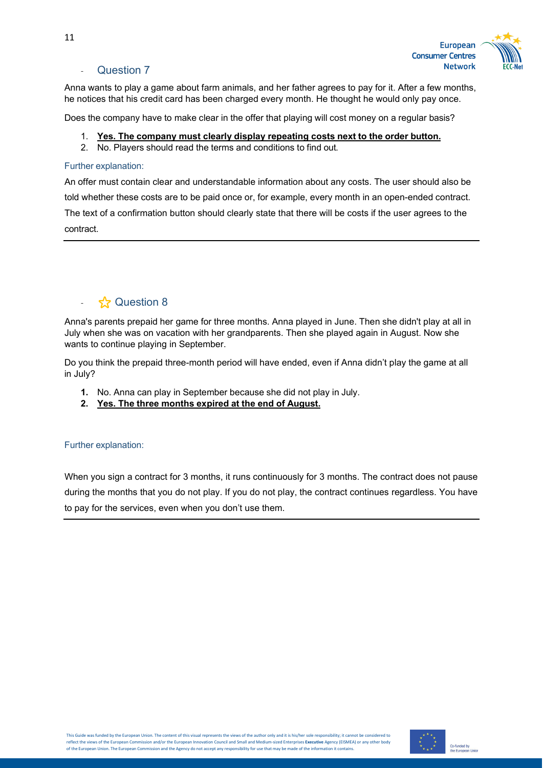## Question 7

Anna wants to play a game about farm animals, and her father agrees to pay for it. After a few months, he notices that his credit card has been charged every month. He thought he would only pay once.

Does the company have to make clear in the offer that playing will cost money on a regular basis?

1. **Yes. The company must clearly display repeating costs next to the order button.**
2. No. Players should read the terms and conditions to find out.

Further explanation:

An offer must contain clear and understandable information about any costs. The user should also be told whether these costs are to be paid once or, for example, every month in an open-ended contract. The text of a confirmation button should clearly state that there will be costs if the user agrees to the contract.

---

## ☆ Question 8

Anna's parents prepaid her game for three months. Anna played in June. Then she didn't play at all in July when she was on vacation with her grandparents. Then she played again in August. Now she wants to continue playing in September.

Do you think the prepaid three-month period will have ended, even if Anna didn't play the game at all in July?

1. No. Anna can play in September because she did not play in July.
2. **Yes. The three months expired at the end of August.**

Further explanation:

When you sign a contract for 3 months, it runs continuously for 3 months. The contract does not pause during the months that you do not play. If you do not play, the contract continues regardless. You have to pay for the services, even when you don't use them.

---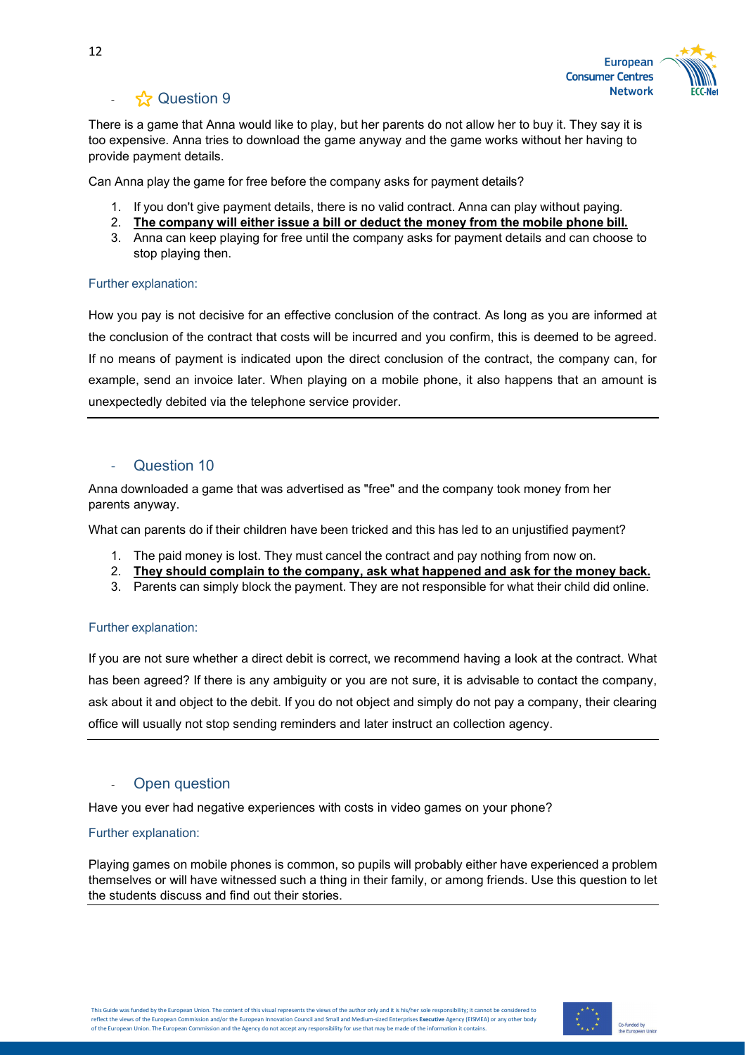## ☆ Question 9

There is a game that Anna would like to play, but her parents do not allow her to buy it. They say it is too expensive. Anna tries to download the game anyway and the game works without her having to provide payment details.

Can Anna play the game for free before the company asks for payment details?

1. If you don't give payment details, there is no valid contract. Anna can play without paying.
2. **The company will either issue a bill or deduct the money from the mobile phone bill.**
3. Anna can keep playing for free until the company asks for payment details and can choose to stop playing then.

Further explanation:

How you pay is not decisive for an effective conclusion of the contract. As long as you are informed at the conclusion of the contract that costs will be incurred and you confirm, this is deemed to be agreed. If no means of payment is indicated upon the direct conclusion of the contract, the company can, for example, send an invoice later. When playing on a mobile phone, it also happens that an amount is unexpectedly debited via the telephone service provider.

---

## Question 10

Anna downloaded a game that was advertised as "free" and the company took money from her parents anyway.

What can parents do if their children have been tricked and this has led to an unjustified payment?

1. The paid money is lost. They must cancel the contract and pay nothing from now on.
2. **They should complain to the company, ask what happened and ask for the money back.**
3. Parents can simply block the payment. They are not responsible for what their child did online.

Further explanation:

If you are not sure whether a direct debit is correct, we recommend having a look at the contract. What has been agreed? If there is any ambiguity or you are not sure, it is advisable to contact the company, ask about it and object to the debit. If you do not object and simply do not pay a company, their clearing office will usually not stop sending reminders and later instruct an collection agency.

---

## Open question

Have you ever had negative experiences with costs in video games on your phone?

Further explanation:

Playing games on mobile phones is common, so pupils will probably either have experienced a problem themselves or will have witnessed such a thing in their family, or among friends. Use this question to let the students discuss and find out their stories.

---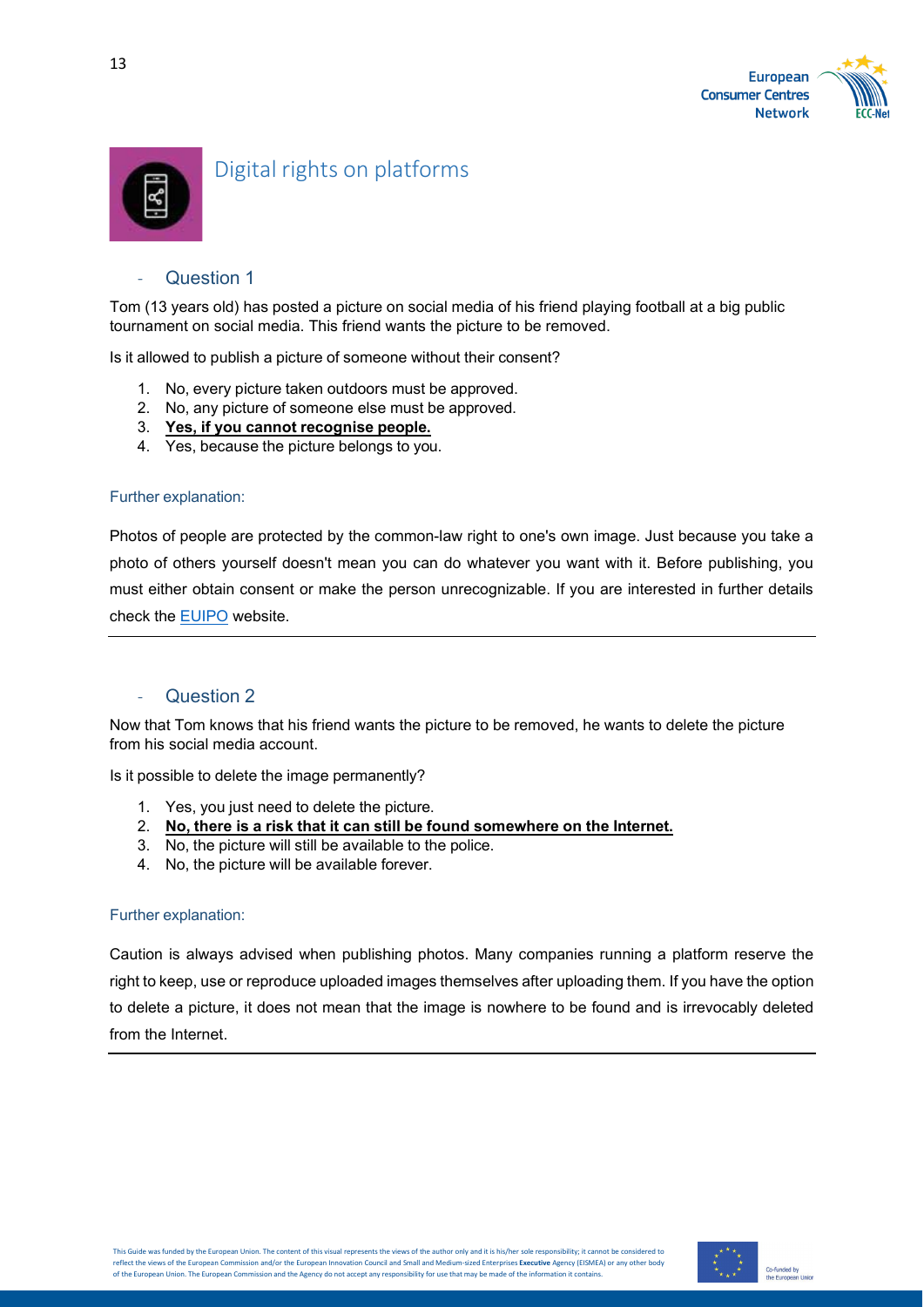# Digital rights on platforms

## Question 1

Tom (13 years old) has posted a picture on social media of his friend playing football at a big public tournament on social media. This friend wants the picture to be removed.

Is it allowed to publish a picture of someone without their consent?

1. No, every picture taken outdoors must be approved.
2. No, any picture of someone else must be approved.
3. **Yes, if you cannot recognise people.**
4. Yes, because the picture belongs to you.

### Further explanation:

Photos of people are protected by the common-law right to one's own image. Just because you take a photo of others yourself doesn't mean you can do whatever you want with it. Before publishing, you must either obtain consent or make the person unrecognizable. If you are interested in further details check the EUIPO website.

---

## Question 2

Now that Tom knows that his friend wants the picture to be removed, he wants to delete the picture from his social media account.

Is it possible to delete the image permanently?

1. Yes, you just need to delete the picture.
2. **No, there is a risk that it can still be found somewhere on the Internet.**
3. No, the picture will still be available to the police.
4. No, the picture will be available forever.

### Further explanation:

Caution is always advised when publishing photos. Many companies running a platform reserve the right to keep, use or reproduce uploaded images themselves after uploading them. If you have the option to delete a picture, it does not mean that the image is nowhere to be found and is irrevocably deleted from the Internet.

---

This Guide was funded by the European Union. The content of this visual represents the views of the author only and it is his/her sole responsibility; it cannot be considered to reflect the views of the European Commission and/or the European Innovation Council and Small and Medium-sized Enterprises **Executive** Agency (EISMEA) or any other body of the European Union. The European Commission and the Agency do not accept any responsibility for use that may be made of the information it contains.

Co-funded by the European Union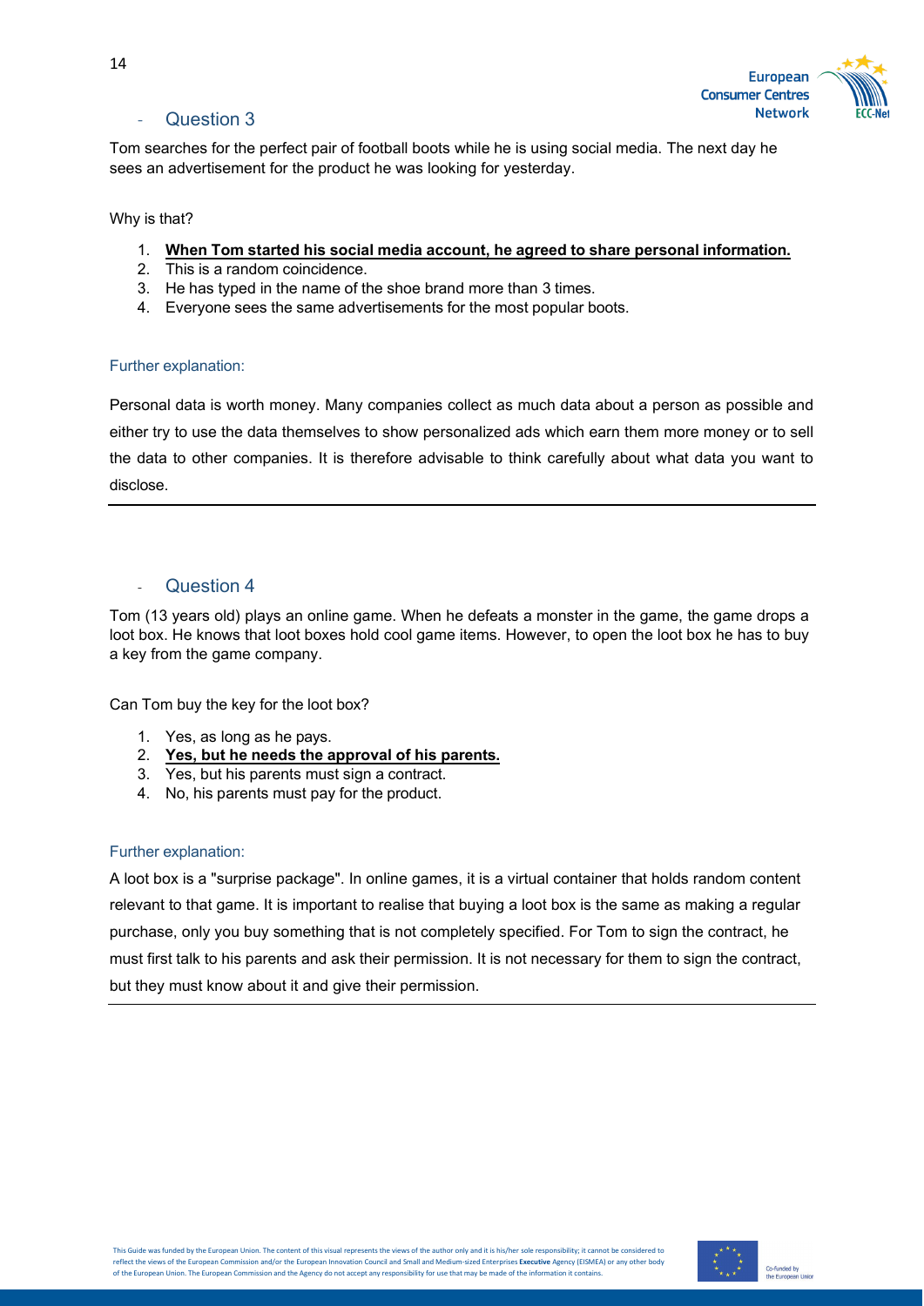## Question 3

Tom searches for the perfect pair of football boots while he is using social media. The next day he sees an advertisement for the product he was looking for yesterday.

Why is that?

1. **When Tom started his social media account, he agreed to share personal information.**
2. This is a random coincidence.
3. He has typed in the name of the shoe brand more than 3 times.
4. Everyone sees the same advertisements for the most popular boots.

### Further explanation:

Personal data is worth money. Many companies collect as much data about a person as possible and either try to use the data themselves to show personalized ads which earn them more money or to sell the data to other companies. It is therefore advisable to think carefully about what data you want to disclose.

---

## Question 4

Tom (13 years old) plays an online game. When he defeats a monster in the game, the game drops a loot box. He knows that loot boxes hold cool game items. However, to open the loot box he has to buy a key from the game company.

Can Tom buy the key for the loot box?

1. Yes, as long as he pays.
2. **Yes, but he needs the approval of his parents.**
3. Yes, but his parents must sign a contract.
4. No, his parents must pay for the product.

### Further explanation:

A loot box is a "surprise package". In online games, it is a virtual container that holds random content relevant to that game. It is important to realise that buying a loot box is the same as making a regular purchase, only you buy something that is not completely specified. For Tom to sign the contract, he must first talk to his parents and ask their permission. It is not necessary for them to sign the contract, but they must know about it and give their permission.

---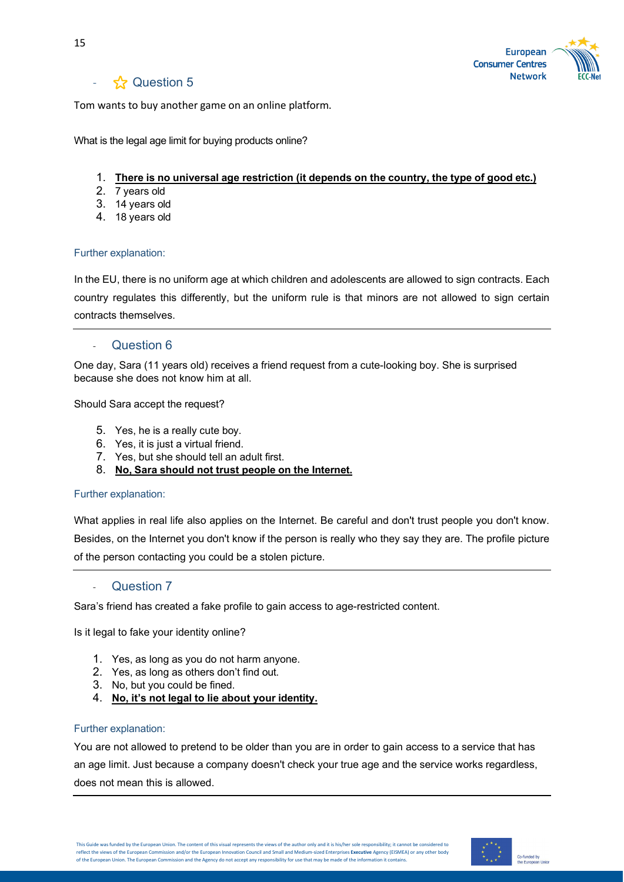- ☆ Question 5

Tom wants to buy another game on an online platform.

What is the legal age limit for buying products online?

1. **There is no universal age restriction (it depends on the country, the type of good etc.)**
2. 7 years old
3. 14 years old
4. 18 years old

Further explanation:

In the EU, there is no uniform age at which children and adolescents are allowed to sign contracts. Each country regulates this differently, but the uniform rule is that minors are not allowed to sign certain contracts themselves.

---

- Question 6

One day, Sara (11 years old) receives a friend request from a cute-looking boy. She is surprised because she does not know him at all.

Should Sara accept the request?

5. Yes, he is a really cute boy.
6. Yes, it is just a virtual friend.
7. Yes, but she should tell an adult first.
8. **No, Sara should not trust people on the Internet.**

Further explanation:

What applies in real life also applies on the Internet. Be careful and don't trust people you don't know. Besides, on the Internet you don't know if the person is really who they say they are. The profile picture of the person contacting you could be a stolen picture.

---

- Question 7

Sara's friend has created a fake profile to gain access to age-restricted content.

Is it legal to fake your identity online?

1. Yes, as long as you do not harm anyone.
2. Yes, as long as others don't find out.
3. No, but you could be fined.
4. **No, it's not legal to lie about your identity.**

Further explanation:

You are not allowed to pretend to be older than you are in order to gain access to a service that has an age limit. Just because a company doesn't check your true age and the service works regardless, does not mean this is allowed.

---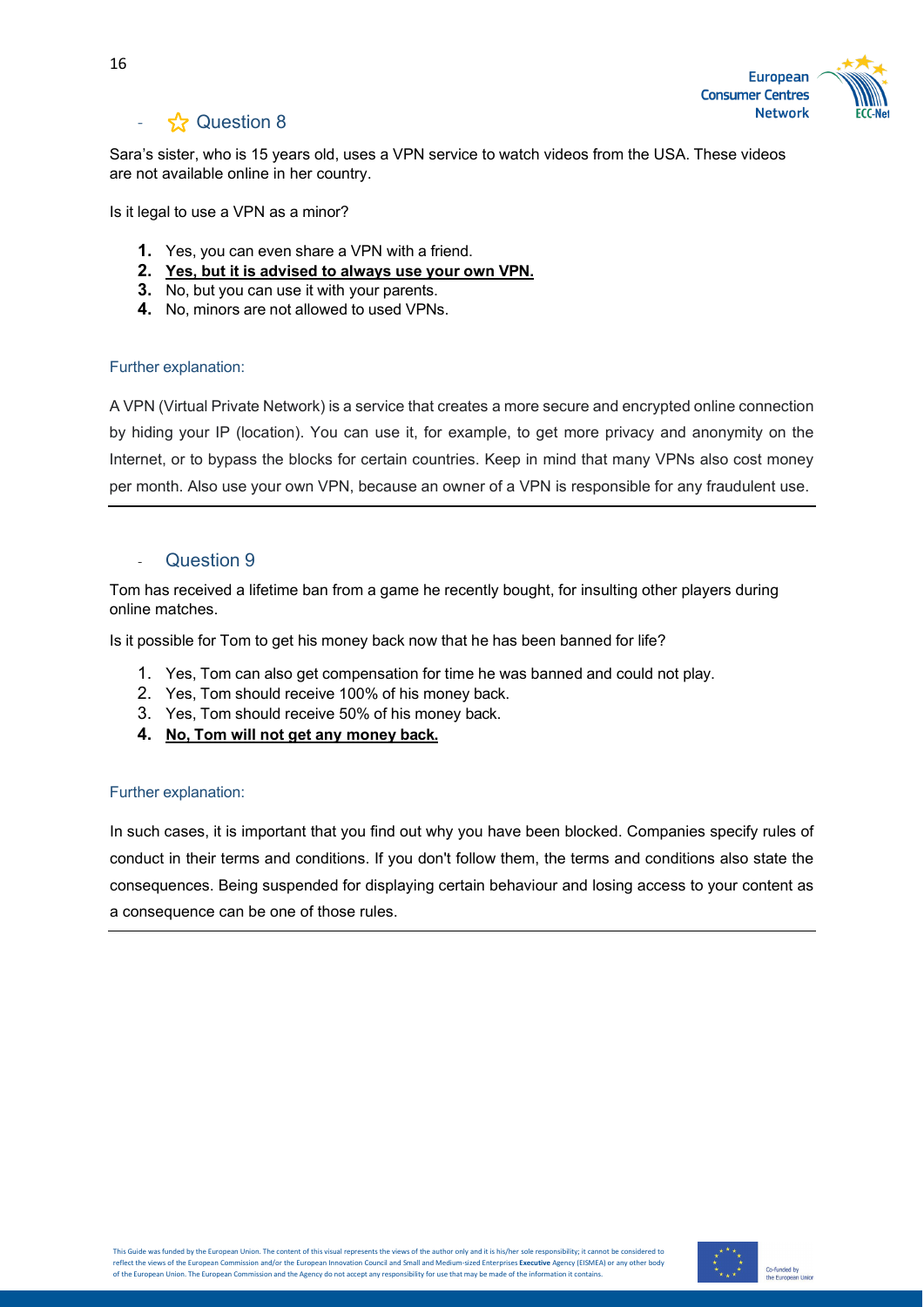## - ☆ Question 8

Sara's sister, who is 15 years old, uses a VPN service to watch videos from the USA. These videos are not available online in her country.

Is it legal to use a VPN as a minor?

1. Yes, you can even share a VPN with a friend.
2. **<u>Yes, but it is advised to always use your own VPN.</u>**
3. No, but you can use it with your parents.
4. No, minors are not allowed to used VPNs.

### Further explanation:

A VPN (Virtual Private Network) is a service that creates a more secure and encrypted online connection by hiding your IP (location). You can use it, for example, to get more privacy and anonymity on the Internet, or to bypass the blocks for certain countries. Keep in mind that many VPNs also cost money per month. Also use your own VPN, because an owner of a VPN is responsible for any fraudulent use.

---

## - Question 9

Tom has received a lifetime ban from a game he recently bought, for insulting other players during online matches.

Is it possible for Tom to get his money back now that he has been banned for life?

1. Yes, Tom can also get compensation for time he was banned and could not play.
2. Yes, Tom should receive 100% of his money back.
3. Yes, Tom should receive 50% of his money back.
4. **<u>No, Tom will not get any money back.</u>**

### Further explanation:

In such cases, it is important that you find out why you have been blocked. Companies specify rules of conduct in their terms and conditions. If you don't follow them, the terms and conditions also state the consequences. Being suspended for displaying certain behaviour and losing access to your content as a consequence can be one of those rules.

---

This Guide was funded by the European Union. The content of this visual represents the views of the author only and it is his/her sole responsibility; it cannot be considered to reflect the views of the European Commission and/or the European Innovation Council and Small and Medium-sized Enterprises **Executive** Agency (EISMEA) or any other body of the European Union. The European Commission and the Agency do not accept any responsibility for use that may be made of the information it contains.

Co-funded by the European Union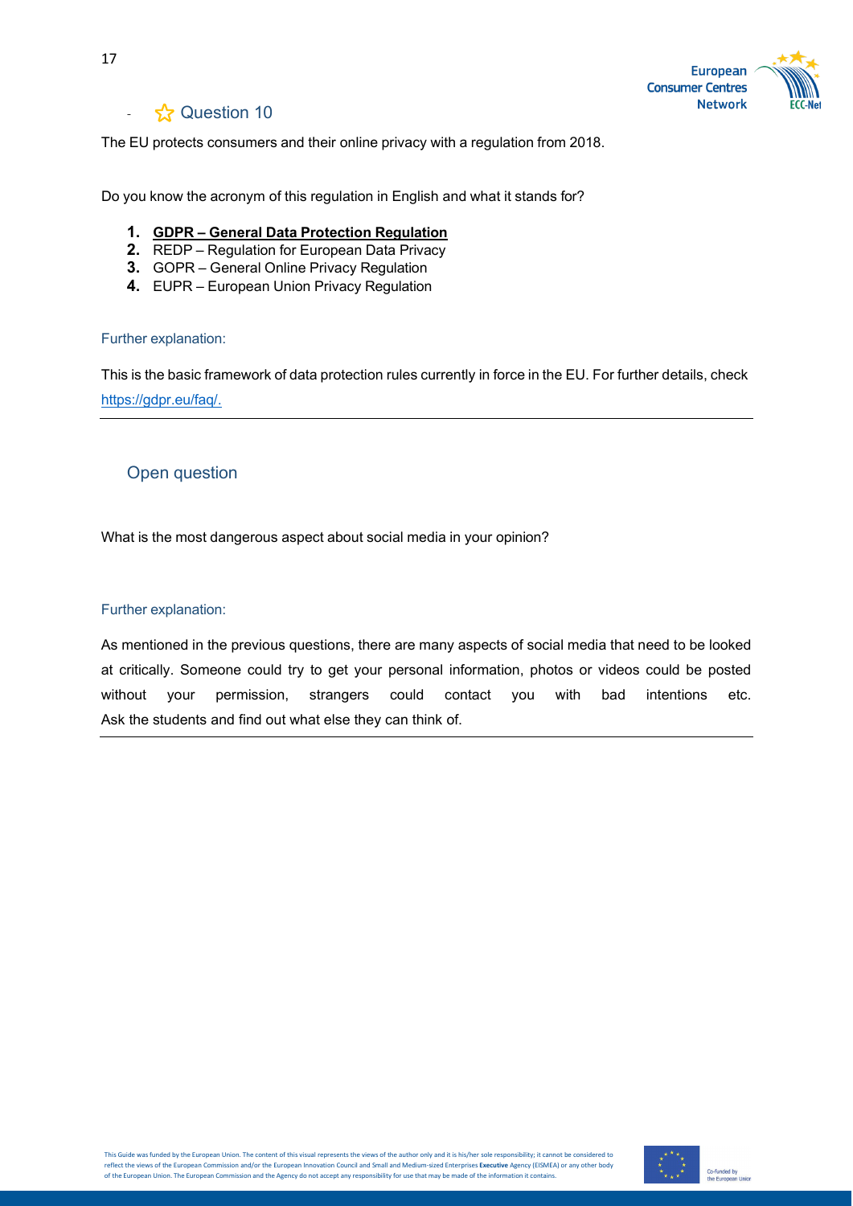## ☆ Question 10

The EU protects consumers and their online privacy with a regulation from 2018.

Do you know the acronym of this regulation in English and what it stands for?

1. **GDPR – General Data Protection Regulation**
2. REDP – Regulation for European Data Privacy
3. GOPR – General Online Privacy Regulation
4. EUPR – European Union Privacy Regulation

Further explanation:

This is the basic framework of data protection rules currently in force in the EU. For further details, check https://gdpr.eu/faq/.

---

## Open question

What is the most dangerous aspect about social media in your opinion?

Further explanation:

As mentioned in the previous questions, there are many aspects of social media that need to be looked at critically. Someone could try to get your personal information, photos or videos could be posted without your permission, strangers could contact you with bad intentions etc. Ask the students and find out what else they can think of.

---

This Guide was funded by the European Union. The content of this visual represents the views of the author only and it is his/her sole responsibility; it cannot be considered to reflect the views of the European Commission and/or the European Innovation Council and Small and Medium-sized Enterprises **Executive** Agency (EISMEA) or any other body of the European Union. The European Commission and the Agency do not accept any responsibility for use that may be made of the information it contains.

Co-funded by the European Union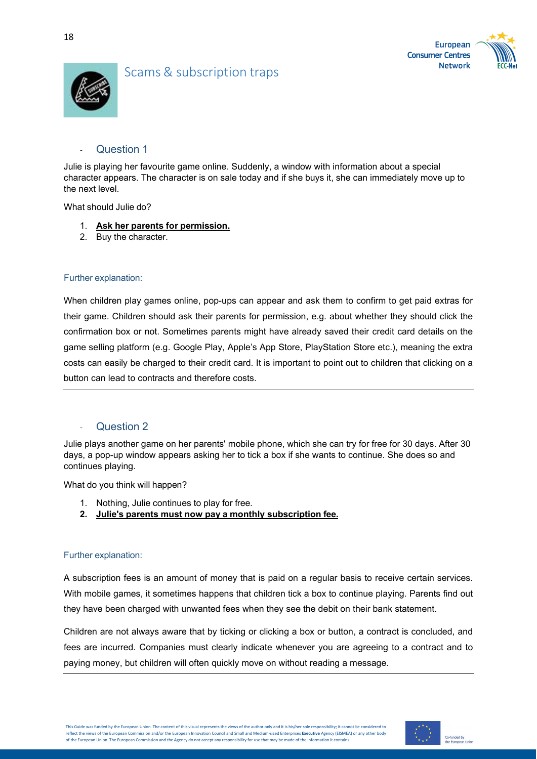# Scams & subscription traps

## Question 1

Julie is playing her favourite game online. Suddenly, a window with information about a special character appears. The character is on sale today and if she buys it, she can immediately move up to the next level.

What should Julie do?

1. **<u>Ask her parents for permission.</u>**
2. Buy the character.

### Further explanation:

When children play games online, pop-ups can appear and ask them to confirm to get paid extras for their game. Children should ask their parents for permission, e.g. about whether they should click the confirmation box or not. Sometimes parents might have already saved their credit card details on the game selling platform (e.g. Google Play, Apple's App Store, PlayStation Store etc.), meaning the extra costs can easily be charged to their credit card. It is important to point out to children that clicking on a button can lead to contracts and therefore costs.

---

## Question 2

Julie plays another game on her parents' mobile phone, which she can try for free for 30 days. After 30 days, a pop-up window appears asking her to tick a box if she wants to continue. She does so and continues playing.

What do you think will happen?

1. Nothing, Julie continues to play for free.
2. **<u>Julie's parents must now pay a monthly subscription fee.</u>**

### Further explanation:

A subscription fees is an amount of money that is paid on a regular basis to receive certain services. With mobile games, it sometimes happens that children tick a box to continue playing. Parents find out they have been charged with unwanted fees when they see the debit on their bank statement.

Children are not always aware that by ticking or clicking a box or button, a contract is concluded, and fees are incurred. Companies must clearly indicate whenever you are agreeing to a contract and to paying money, but children will often quickly move on without reading a message.

---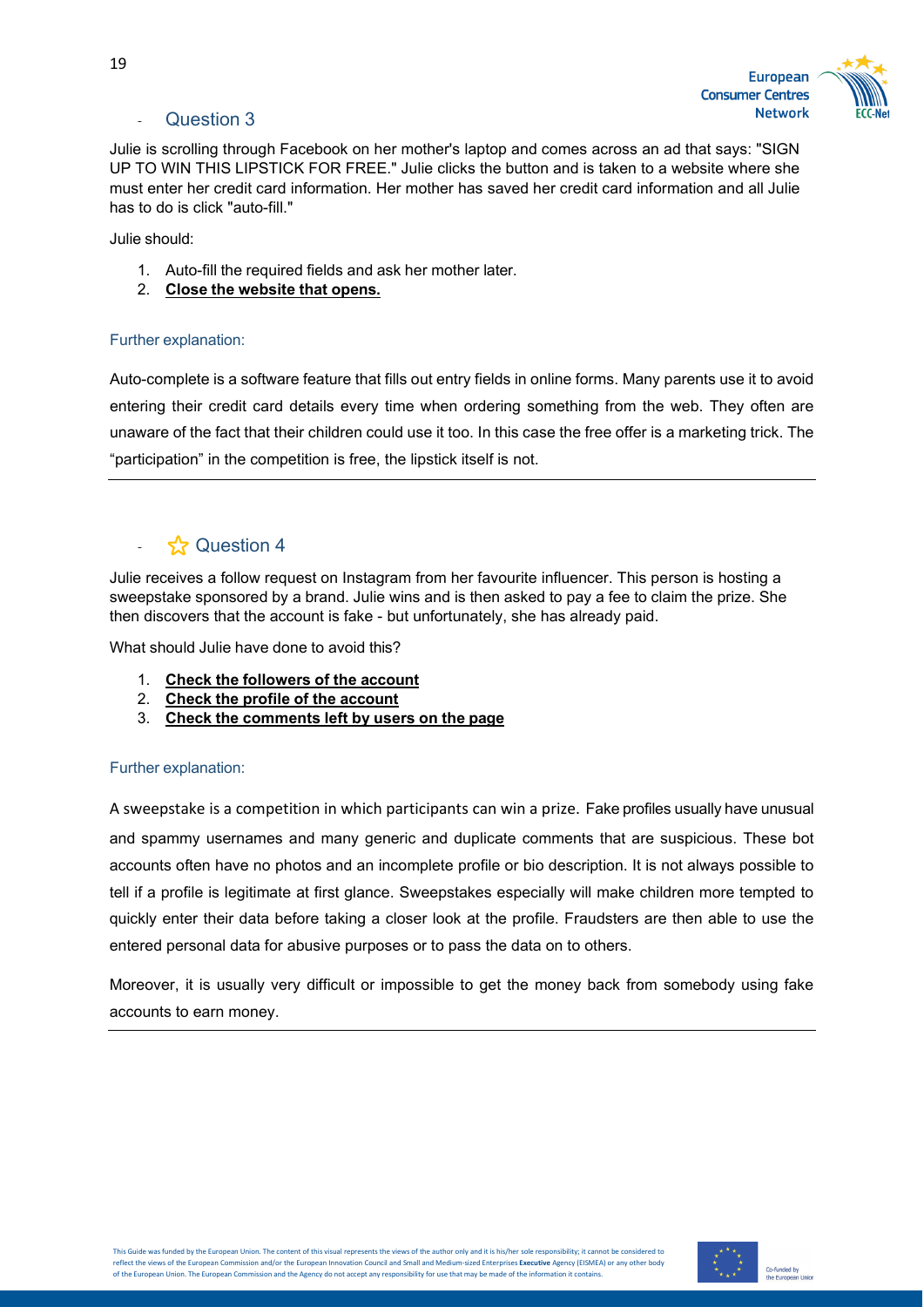## Question 3

Julie is scrolling through Facebook on her mother's laptop and comes across an ad that says: "SIGN UP TO WIN THIS LIPSTICK FOR FREE." Julie clicks the button and is taken to a website where she must enter her credit card information. Her mother has saved her credit card information and all Julie has to do is click "auto-fill."

Julie should:

1. Auto-fill the required fields and ask her mother later.
2. **Close the website that opens.**

### Further explanation:

Auto-complete is a software feature that fills out entry fields in online forms. Many parents use it to avoid entering their credit card details every time when ordering something from the web. They often are unaware of the fact that their children could use it too. In this case the free offer is a marketing trick. The "participation" in the competition is free, the lipstick itself is not.

---

## ☆ Question 4

Julie receives a follow request on Instagram from her favourite influencer. This person is hosting a sweepstake sponsored by a brand. Julie wins and is then asked to pay a fee to claim the prize. She then discovers that the account is fake - but unfortunately, she has already paid.

What should Julie have done to avoid this?

1. **Check the followers of the account**
2. **Check the profile of the account**
3. **Check the comments left by users on the page**

### Further explanation:

A sweepstake is a competition in which participants can win a prize. Fake profiles usually have unusual and spammy usernames and many generic and duplicate comments that are suspicious. These bot accounts often have no photos and an incomplete profile or bio description. It is not always possible to tell if a profile is legitimate at first glance. Sweepstakes especially will make children more tempted to quickly enter their data before taking a closer look at the profile. Fraudsters are then able to use the entered personal data for abusive purposes or to pass the data on to others.

Moreover, it is usually very difficult or impossible to get the money back from somebody using fake accounts to earn money.

---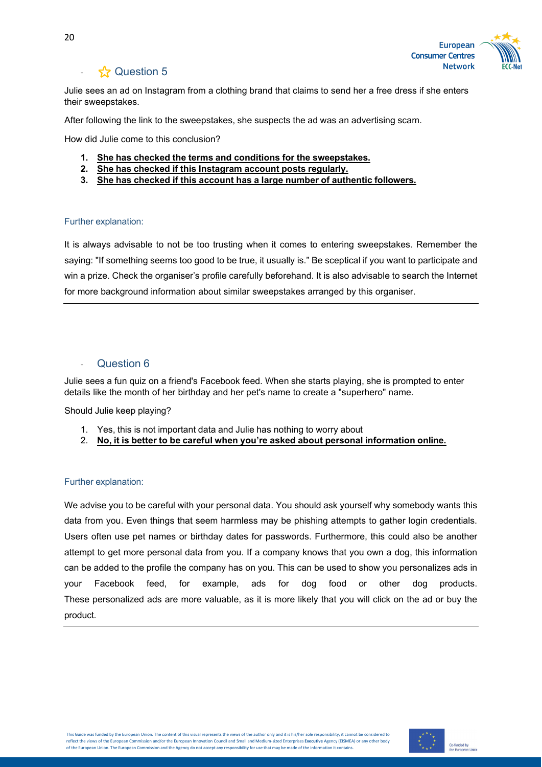## ☆ Question 5

Julie sees an ad on Instagram from a clothing brand that claims to send her a free dress if she enters their sweepstakes.

After following the link to the sweepstakes, she suspects the ad was an advertising scam.

How did Julie come to this conclusion?

1. **She has checked the terms and conditions for the sweepstakes.**
2. **She has checked if this Instagram account posts regularly.**
3. **She has checked if this account has a large number of authentic followers.**

### Further explanation:

It is always advisable to not be too trusting when it comes to entering sweepstakes. Remember the saying: "If something seems too good to be true, it usually is." Be sceptical if you want to participate and win a prize. Check the organiser's profile carefully beforehand. It is also advisable to search the Internet for more background information about similar sweepstakes arranged by this organiser.

---

## Question 6

Julie sees a fun quiz on a friend's Facebook feed. When she starts playing, she is prompted to enter details like the month of her birthday and her pet's name to create a "superhero" name.

Should Julie keep playing?

1. Yes, this is not important data and Julie has nothing to worry about
2. **No, it is better to be careful when you're asked about personal information online.**

### Further explanation:

We advise you to be careful with your personal data. You should ask yourself why somebody wants this data from you. Even things that seem harmless may be phishing attempts to gather login credentials. Users often use pet names or birthday dates for passwords. Furthermore, this could also be another attempt to get more personal data from you. If a company knows that you own a dog, this information can be added to the profile the company has on you. This can be used to show you personalizes ads in your Facebook feed, for example, ads for dog food or other dog products. These personalized ads are more valuable, as it is more likely that you will click on the ad or buy the product.

---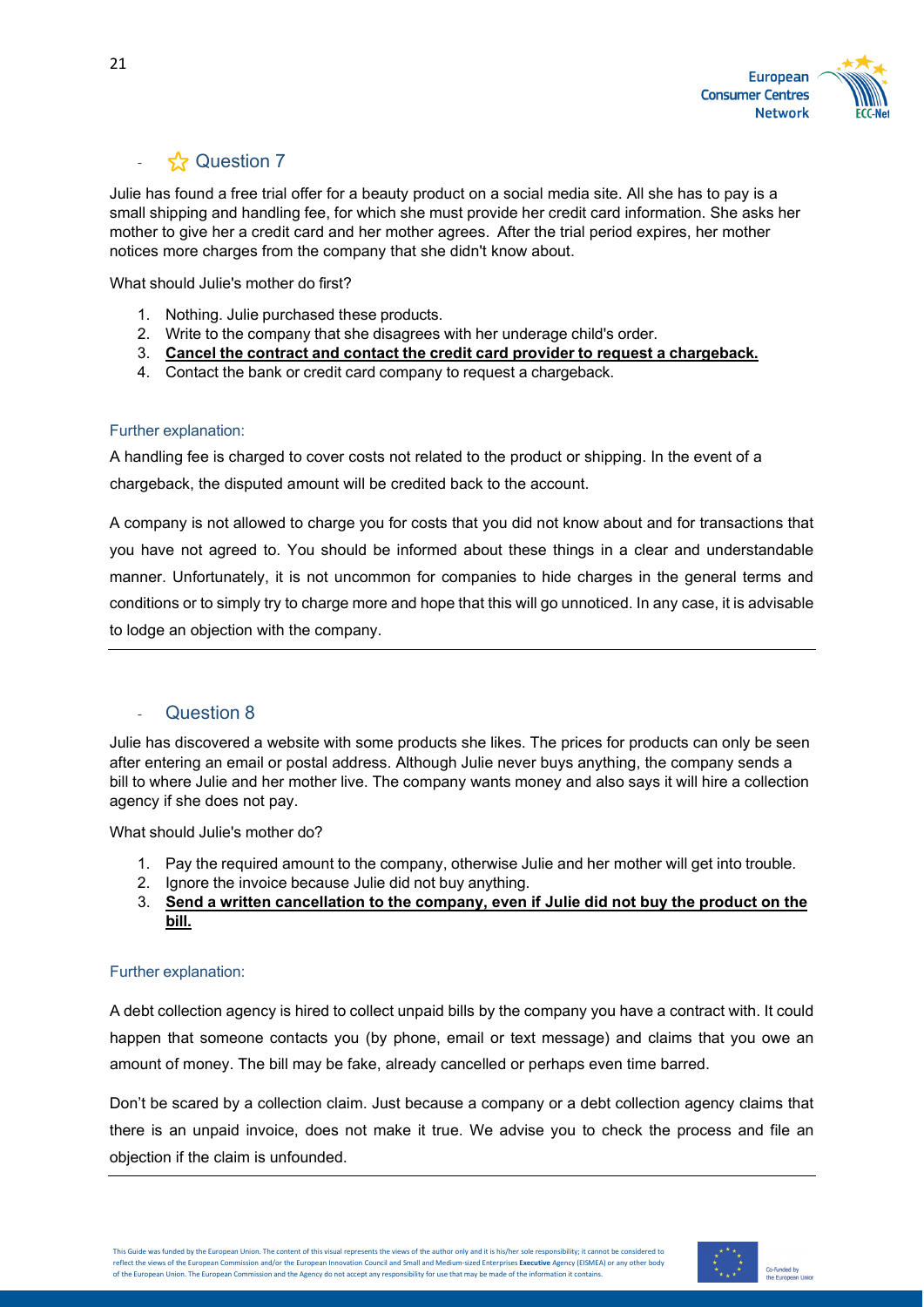- ☆ Question 7

Julie has found a free trial offer for a beauty product on a social media site. All she has to pay is a small shipping and handling fee, for which she must provide her credit card information. She asks her mother to give her a credit card and her mother agrees. After the trial period expires, her mother notices more charges from the company that she didn't know about.

What should Julie's mother do first?

1. Nothing. Julie purchased these products.
2. Write to the company that she disagrees with her underage child's order.
3. **Cancel the contract and contact the credit card provider to request a chargeback.**
4. Contact the bank or credit card company to request a chargeback.

Further explanation:

A handling fee is charged to cover costs not related to the product or shipping. In the event of a chargeback, the disputed amount will be credited back to the account.

A company is not allowed to charge you for costs that you did not know about and for transactions that you have not agreed to. You should be informed about these things in a clear and understandable manner. Unfortunately, it is not uncommon for companies to hide charges in the general terms and conditions or to simply try to charge more and hope that this will go unnoticed. In any case, it is advisable to lodge an objection with the company.

---

- Question 8

Julie has discovered a website with some products she likes. The prices for products can only be seen after entering an email or postal address. Although Julie never buys anything, the company sends a bill to where Julie and her mother live. The company wants money and also says it will hire a collection agency if she does not pay.

What should Julie's mother do?

1. Pay the required amount to the company, otherwise Julie and her mother will get into trouble.
2. Ignore the invoice because Julie did not buy anything.
3. **Send a written cancellation to the company, even if Julie did not buy the product on the bill.**

Further explanation:

A debt collection agency is hired to collect unpaid bills by the company you have a contract with. It could happen that someone contacts you (by phone, email or text message) and claims that you owe an amount of money. The bill may be fake, already cancelled or perhaps even time barred.

Don't be scared by a collection claim. Just because a company or a debt collection agency claims that there is an unpaid invoice, does not make it true. We advise you to check the process and file an objection if the claim is unfounded.

---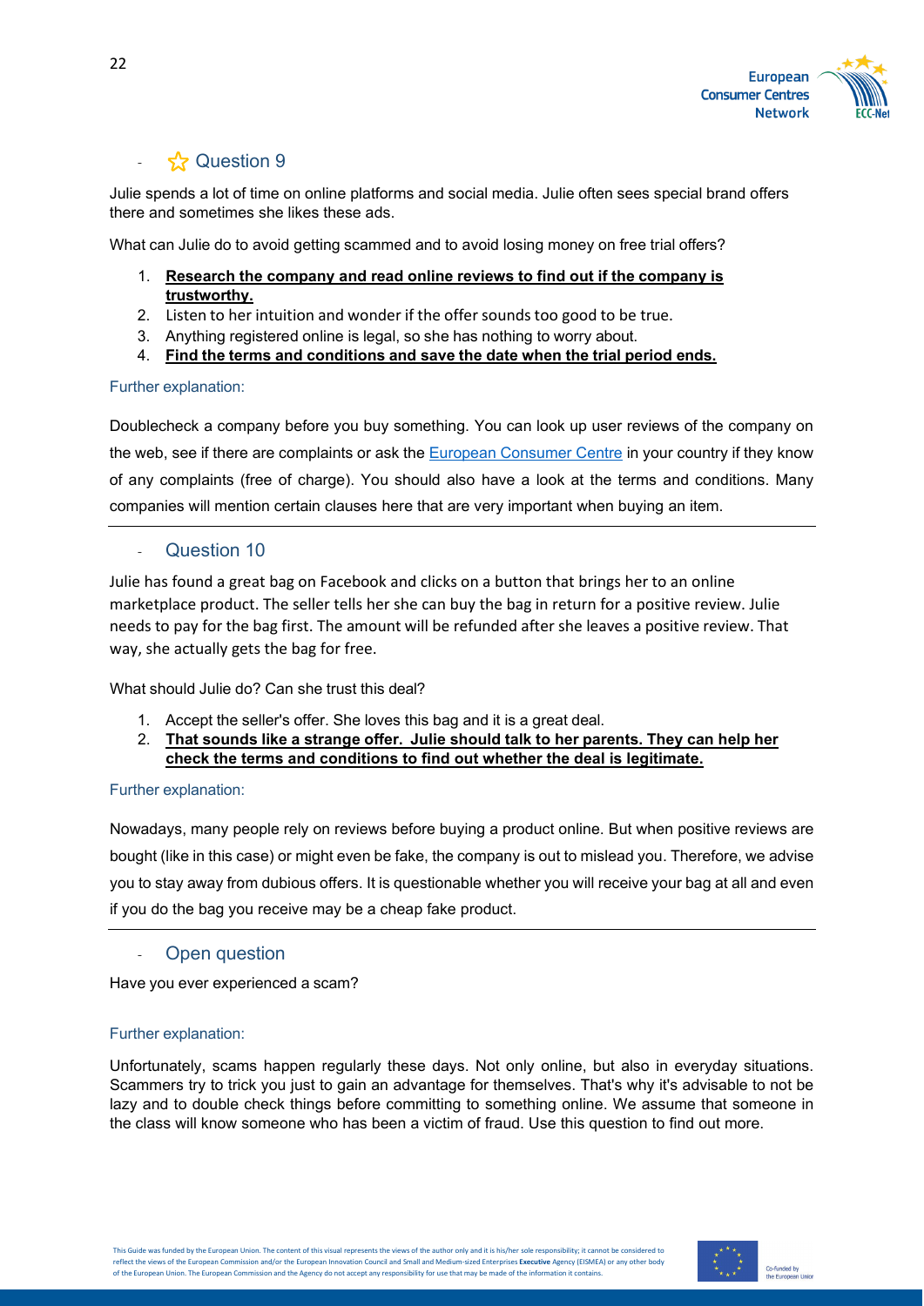## ☆ Question 9

Julie spends a lot of time on online platforms and social media. Julie often sees special brand offers there and sometimes she likes these ads.

What can Julie do to avoid getting scammed and to avoid losing money on free trial offers?

1. **Research the company and read online reviews to find out if the company is trustworthy.**
2. Listen to her intuition and wonder if the offer sounds too good to be true.
3. Anything registered online is legal, so she has nothing to worry about.
4. **Find the terms and conditions and save the date when the trial period ends.**

Further explanation:

Doublecheck a company before you buy something. You can look up user reviews of the company on the web, see if there are complaints or ask the European Consumer Centre in your country if they know of any complaints (free of charge). You should also have a look at the terms and conditions. Many companies will mention certain clauses here that are very important when buying an item.

---

## Question 10

Julie has found a great bag on Facebook and clicks on a button that brings her to an online marketplace product. The seller tells her she can buy the bag in return for a positive review. Julie needs to pay for the bag first. The amount will be refunded after she leaves a positive review. That way, she actually gets the bag for free.

What should Julie do? Can she trust this deal?

1. Accept the seller's offer. She loves this bag and it is a great deal.
2. **That sounds like a strange offer. Julie should talk to her parents. They can help her check the terms and conditions to find out whether the deal is legitimate.**

Further explanation:

Nowadays, many people rely on reviews before buying a product online. But when positive reviews are bought (like in this case) or might even be fake, the company is out to mislead you. Therefore, we advise you to stay away from dubious offers. It is questionable whether you will receive your bag at all and even if you do the bag you receive may be a cheap fake product.

---

## Open question

Have you ever experienced a scam?

Further explanation:

Unfortunately, scams happen regularly these days. Not only online, but also in everyday situations. Scammers try to trick you just to gain an advantage for themselves. That's why it's advisable to not be lazy and to double check things before committing to something online. We assume that someone in the class will know someone who has been a victim of fraud. Use this question to find out more.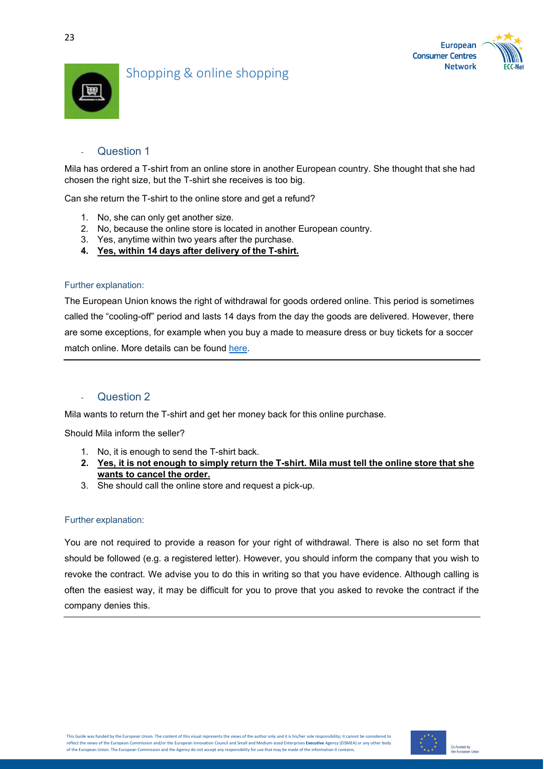# Shopping & online shopping

## Question 1

Mila has ordered a T-shirt from an online store in another European country. She thought that she had chosen the right size, but the T-shirt she receives is too big.

Can she return the T-shirt to the online store and get a refund?

1. No, she can only get another size.
2. No, because the online store is located in another European country.
3. Yes, anytime within two years after the purchase.
4. **Yes, within 14 days after delivery of the T-shirt.**

### Further explanation:

The European Union knows the right of withdrawal for goods ordered online. This period is sometimes called the "cooling-off" period and lasts 14 days from the day the goods are delivered. However, there are some exceptions, for example when you buy a made to measure dress or buy tickets for a soccer match online. More details can be found here.

---

## Question 2

Mila wants to return the T-shirt and get her money back for this online purchase.

Should Mila inform the seller?

1. No, it is enough to send the T-shirt back.
2. **Yes, it is not enough to simply return the T-shirt. Mila must tell the online store that she wants to cancel the order.**
3. She should call the online store and request a pick-up.

### Further explanation:

You are not required to provide a reason for your right of withdrawal. There is also no set form that should be followed (e.g. a registered letter). However, you should inform the company that you wish to revoke the contract. We advise you to do this in writing so that you have evidence. Although calling is often the easiest way, it may be difficult for you to prove that you asked to revoke the contract if the company denies this.

---

This Guide was funded by the European Union. The content of this visual represents the views of the author only and it is his/her sole responsibility; it cannot be considered to reflect the views of the European Commission and/or the European Innovation Council and Small and Medium-sized Enterprises **Executive** Agency (EISMEA) or any other body of the European Union. The European Commission and the Agency do not accept any responsibility for use that may be made of the information it contains.

Co-funded by the European Union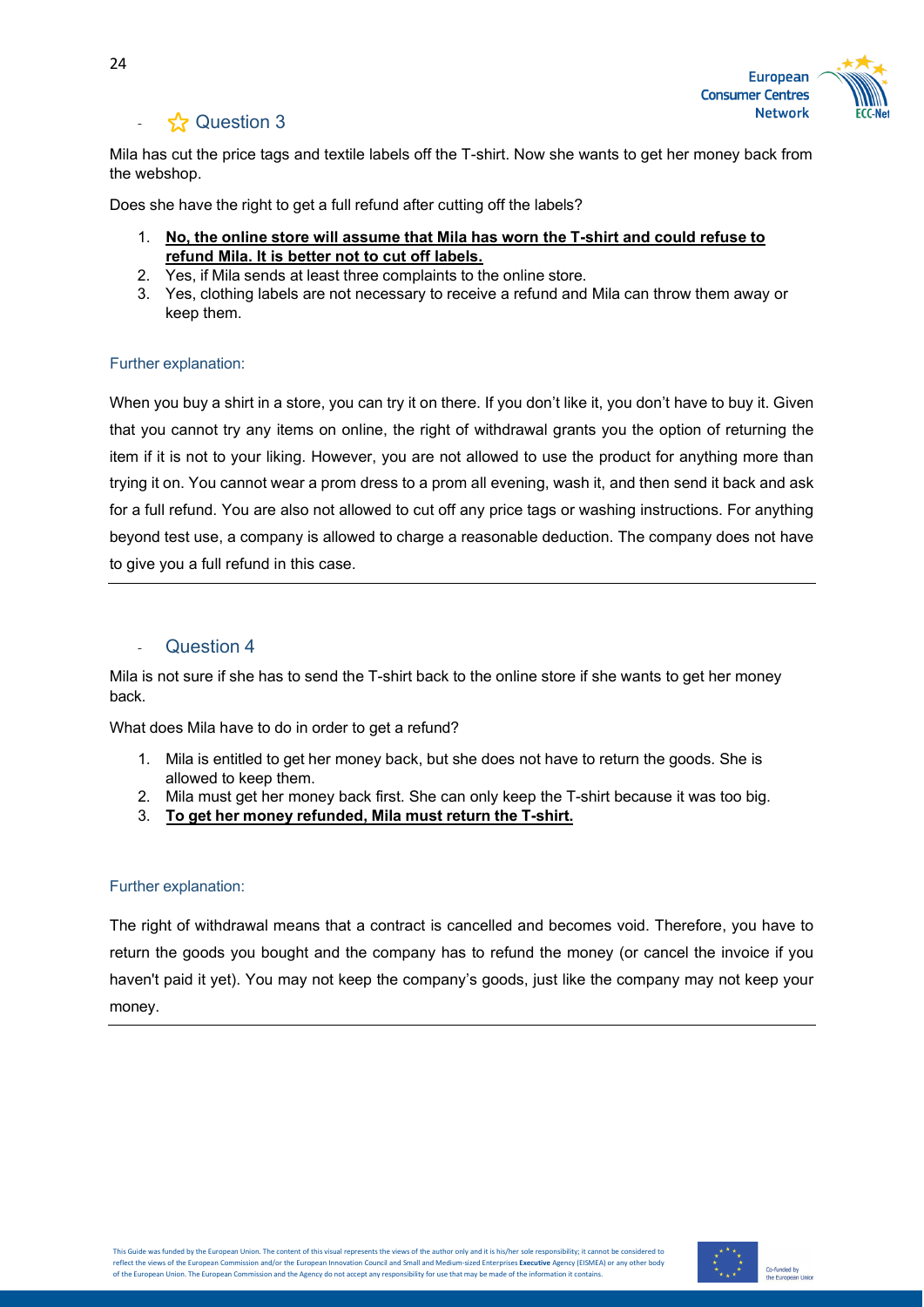## ☆ Question 3

Mila has cut the price tags and textile labels off the T-shirt. Now she wants to get her money back from the webshop.

Does she have the right to get a full refund after cutting off the labels?

1. **No, the online store will assume that Mila has worn the T-shirt and could refuse to refund Mila. It is better not to cut off labels.**
2. Yes, if Mila sends at least three complaints to the online store.
3. Yes, clothing labels are not necessary to receive a refund and Mila can throw them away or keep them.

### Further explanation:

When you buy a shirt in a store, you can try it on there. If you don't like it, you don't have to buy it. Given that you cannot try any items on online, the right of withdrawal grants you the option of returning the item if it is not to your liking. However, you are not allowed to use the product for anything more than trying it on. You cannot wear a prom dress to a prom all evening, wash it, and then send it back and ask for a full refund. You are also not allowed to cut off any price tags or washing instructions. For anything beyond test use, a company is allowed to charge a reasonable deduction. The company does not have to give you a full refund in this case.

---

## Question 4

Mila is not sure if she has to send the T-shirt back to the online store if she wants to get her money back.

What does Mila have to do in order to get a refund?

1. Mila is entitled to get her money back, but she does not have to return the goods. She is allowed to keep them.
2. Mila must get her money back first. She can only keep the T-shirt because it was too big.
3. **To get her money refunded, Mila must return the T-shirt.**

### Further explanation:

The right of withdrawal means that a contract is cancelled and becomes void. Therefore, you have to return the goods you bought and the company has to refund the money (or cancel the invoice if you haven't paid it yet). You may not keep the company's goods, just like the company may not keep your money.

---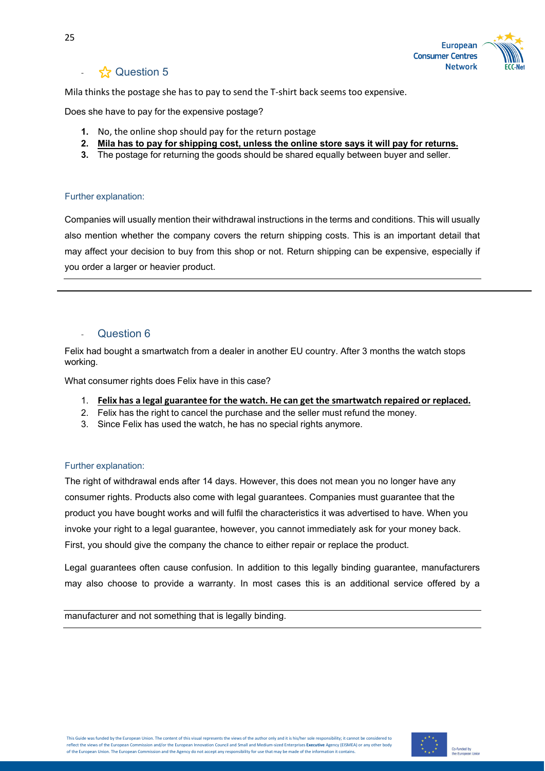## ☆ Question 5

Mila thinks the postage she has to pay to send the T-shirt back seems too expensive.

Does she have to pay for the expensive postage?

1. No, the online shop should pay for the return postage
2. **Mila has to pay for shipping cost, unless the online store says it will pay for returns.**
3. The postage for returning the goods should be shared equally between buyer and seller.

### Further explanation:

Companies will usually mention their withdrawal instructions in the terms and conditions. This will usually also mention whether the company covers the return shipping costs. This is an important detail that may affect your decision to buy from this shop or not. Return shipping can be expensive, especially if you order a larger or heavier product.

---

## Question 6

Felix had bought a smartwatch from a dealer in another EU country. After 3 months the watch stops working.

What consumer rights does Felix have in this case?

1. **Felix has a legal guarantee for the watch. He can get the smartwatch repaired or replaced.**
2. Felix has the right to cancel the purchase and the seller must refund the money.
3. Since Felix has used the watch, he has no special rights anymore.

### Further explanation:

The right of withdrawal ends after 14 days. However, this does not mean you no longer have any consumer rights. Products also come with legal guarantees. Companies must guarantee that the product you have bought works and will fulfil the characteristics it was advertised to have. When you invoke your right to a legal guarantee, however, you cannot immediately ask for your money back. First, you should give the company the chance to either repair or replace the product.

Legal guarantees often cause confusion. In addition to this legally binding guarantee, manufacturers may also choose to provide a warranty. In most cases this is an additional service offered by a manufacturer and not something that is legally binding.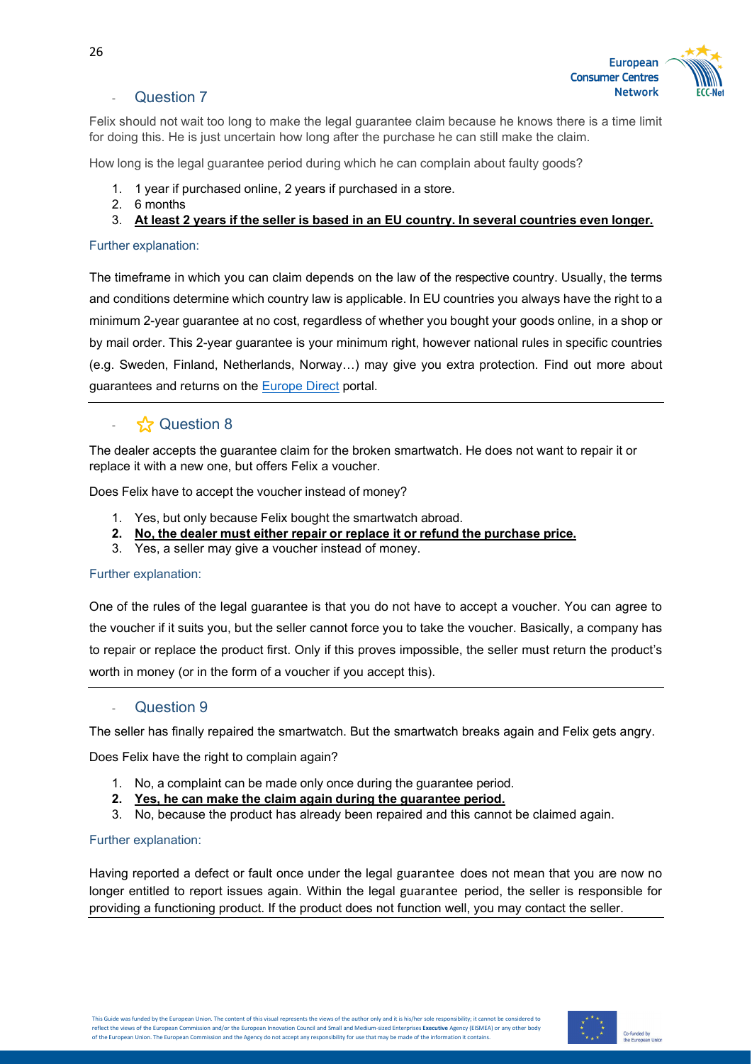## - Question 7

Felix should not wait too long to make the legal guarantee claim because he knows there is a time limit for doing this. He is just uncertain how long after the purchase he can still make the claim.

How long is the legal guarantee period during which he can complain about faulty goods?

1. 1 year if purchased online, 2 years if purchased in a store.
2. 6 months
3. **At least 2 years if the seller is based in an EU country. In several countries even longer.**

Further explanation:

The timeframe in which you can claim depends on the law of the respective country. Usually, the terms and conditions determine which country law is applicable. In EU countries you always have the right to a minimum 2-year guarantee at no cost, regardless of whether you bought your goods online, in a shop or by mail order. This 2-year guarantee is your minimum right, however national rules in specific countries (e.g. Sweden, Finland, Netherlands, Norway…) may give you extra protection. Find out more about guarantees and returns on the Europe Direct portal.

---

## - ☆ Question 8

The dealer accepts the guarantee claim for the broken smartwatch. He does not want to repair it or replace it with a new one, but offers Felix a voucher.

Does Felix have to accept the voucher instead of money?

1. Yes, but only because Felix bought the smartwatch abroad.
2. **No, the dealer must either repair or replace it or refund the purchase price.**
3. Yes, a seller may give a voucher instead of money.

Further explanation:

One of the rules of the legal guarantee is that you do not have to accept a voucher. You can agree to the voucher if it suits you, but the seller cannot force you to take the voucher. Basically, a company has to repair or replace the product first. Only if this proves impossible, the seller must return the product's worth in money (or in the form of a voucher if you accept this).

---

## - Question 9

The seller has finally repaired the smartwatch. But the smartwatch breaks again and Felix gets angry.

Does Felix have the right to complain again?

1. No, a complaint can be made only once during the guarantee period.
2. **Yes, he can make the claim again during the guarantee period.**
3. No, because the product has already been repaired and this cannot be claimed again.

Further explanation:

Having reported a defect or fault once under the legal guarantee does not mean that you are now no longer entitled to report issues again. Within the legal guarantee period, the seller is responsible for providing a functioning product. If the product does not function well, you may contact the seller.

---

This Guide was funded by the European Union. The content of this visual represents the views of the author only and it is his/her sole responsibility; it cannot be considered to reflect the views of the European Commission and/or the European Innovation Council and Small and Medium-sized Enterprises **Executive** Agency (EISMEA) or any other body of the European Union. The European Commission and the Agency do not accept any responsibility for use that may be made of the information it contains.

Co-funded by the European Union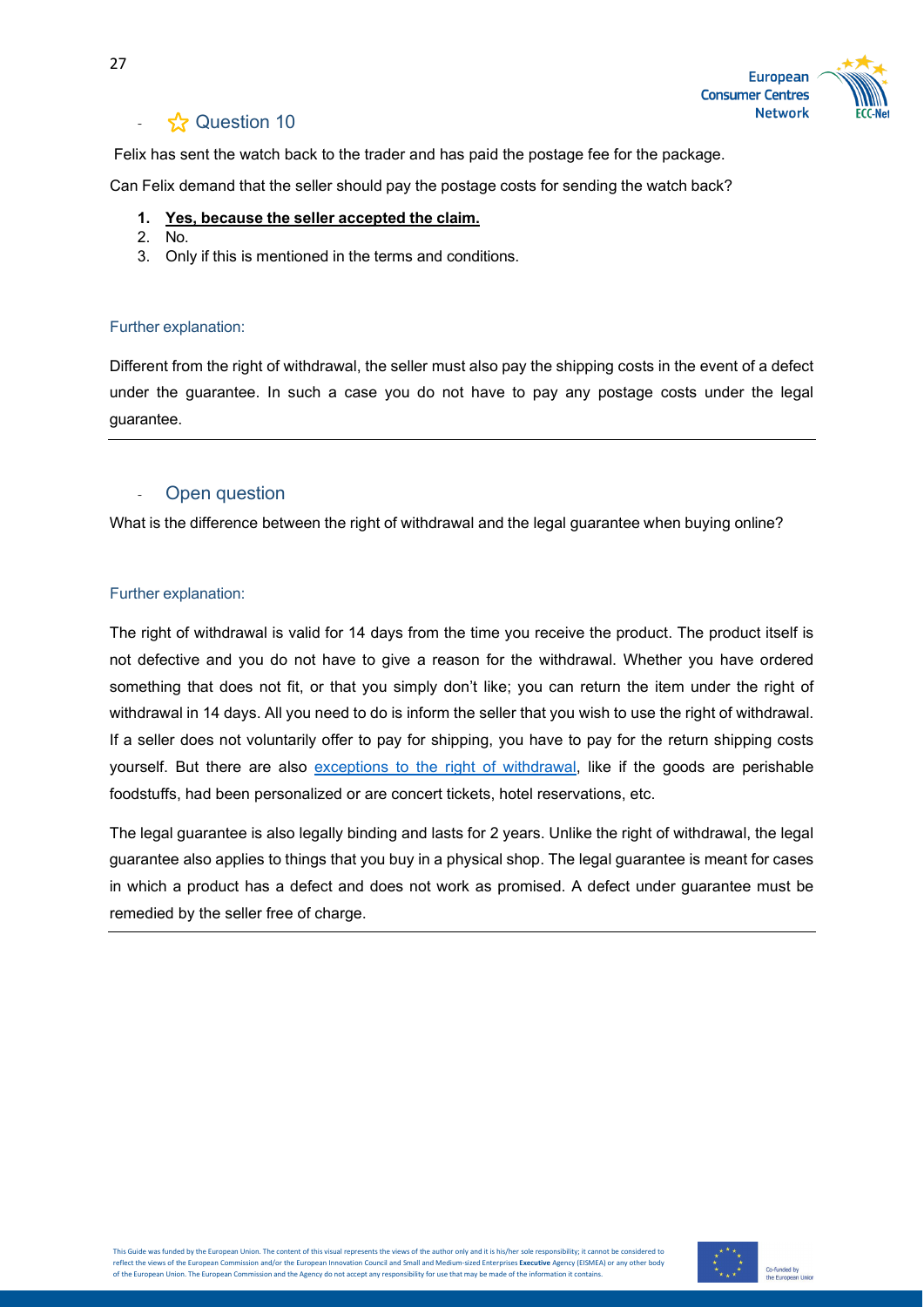## Question 10

Felix has sent the watch back to the trader and has paid the postage fee for the package.

Can Felix demand that the seller should pay the postage costs for sending the watch back?

1. **Yes, because the seller accepted the claim.**
2. No.
3. Only if this is mentioned in the terms and conditions.

### Further explanation:

Different from the right of withdrawal, the seller must also pay the shipping costs in the event of a defect under the guarantee. In such a case you do not have to pay any postage costs under the legal guarantee.

---

## Open question

What is the difference between the right of withdrawal and the legal guarantee when buying online?

### Further explanation:

The right of withdrawal is valid for 14 days from the time you receive the product. The product itself is not defective and you do not have to give a reason for the withdrawal. Whether you have ordered something that does not fit, or that you simply don't like; you can return the item under the right of withdrawal in 14 days. All you need to do is inform the seller that you wish to use the right of withdrawal. If a seller does not voluntarily offer to pay for shipping, you have to pay for the return shipping costs yourself. But there are also exceptions to the right of withdrawal, like if the goods are perishable foodstuffs, had been personalized or are concert tickets, hotel reservations, etc.

The legal guarantee is also legally binding and lasts for 2 years. Unlike the right of withdrawal, the legal guarantee also applies to things that you buy in a physical shop. The legal guarantee is meant for cases in which a product has a defect and does not work as promised. A defect under guarantee must be remedied by the seller free of charge.

---

This Guide was funded by the European Union. The content of this visual represents the views of the author only and it is his/her sole responsibility; it cannot be considered to reflect the views of the European Commission and/or the European Innovation Council and Small and Medium-sized Enterprises **Executive** Agency (EISMEA) or any other body of the European Union. The European Commission and the Agency do not accept any responsibility for use that may be made of the information it contains.

Co-funded by the European Union